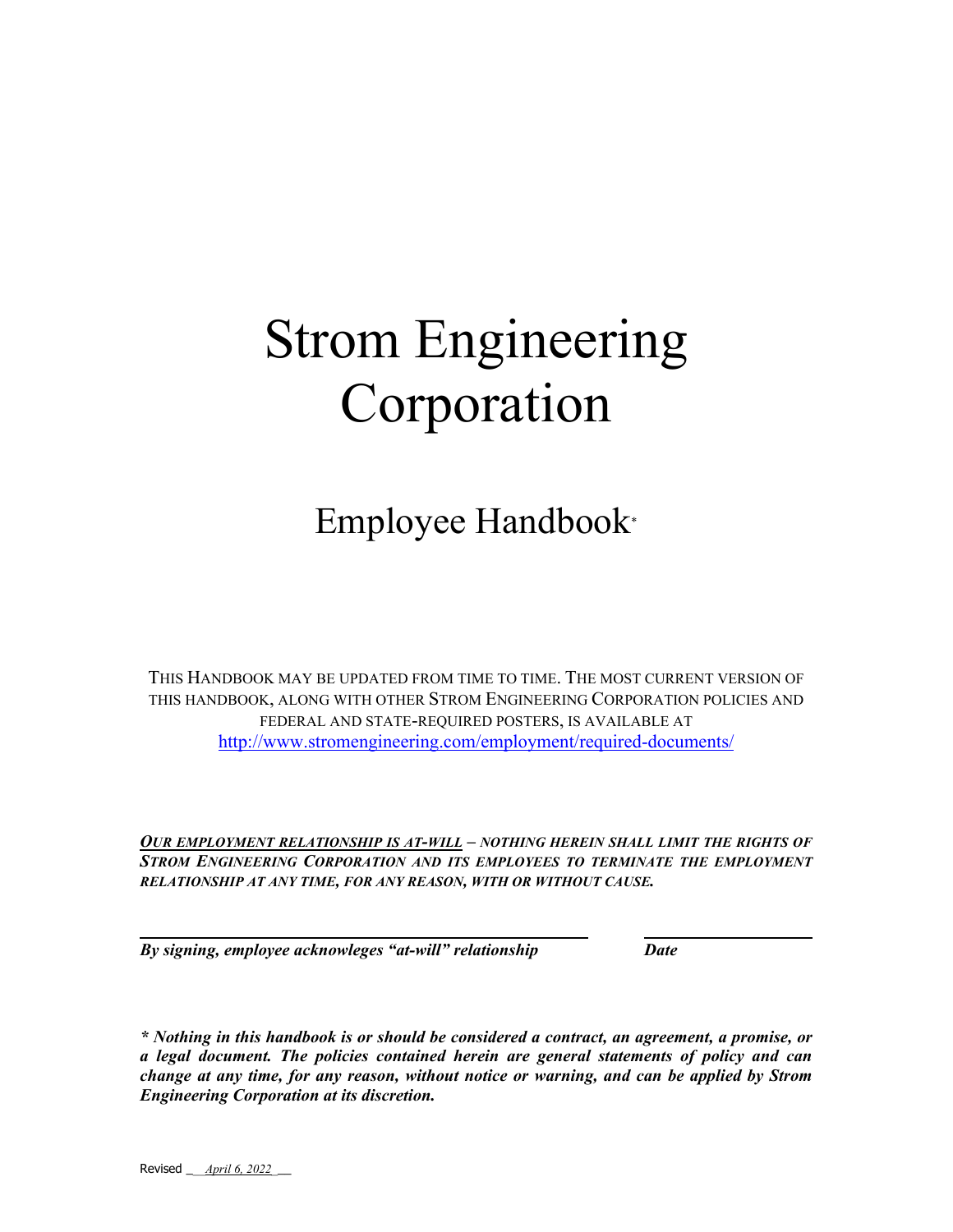# Strom Engineering Corporation

## Employee Handbook*

THIS HANDBOOK MAY BE UPDATED FROM TIME TO TIME. THE MOST CURRENT VERSION OF THIS HANDBOOK, ALONG WITH OTHER STROM ENGINEERING CORPORATION POLICIES AND FEDERAL AND STATE-REQUIRED POSTERS, IS AVAILABLE AT http://www.stromengineering.com/employment/required-documents/

***OUR EMPLOYMENT RELATIONSHIP IS AT-WILL* – NOTHING HEREIN SHALL LIMIT THE RIGHTS OF STROM ENGINEERING CORPORATION AND ITS EMPLOYEES TO TERMINATE THE EMPLOYMENT RELATIONSHIP AT ANY TIME, FOR ANY REASON, WITH OR WITHOUT CAUSE.**

______________________________ ______________

***By signing, employee acknowleges "at-will" relationship*** ***Date***

***\* Nothing in this handbook is or should be considered a contract, an agreement, a promise, or a legal document. The policies contained herein are general statements of policy and can change at any time, for any reason, without notice or warning, and can be applied by Strom Engineering Corporation at its discretion.***

Revised ___*April 6, 2022*___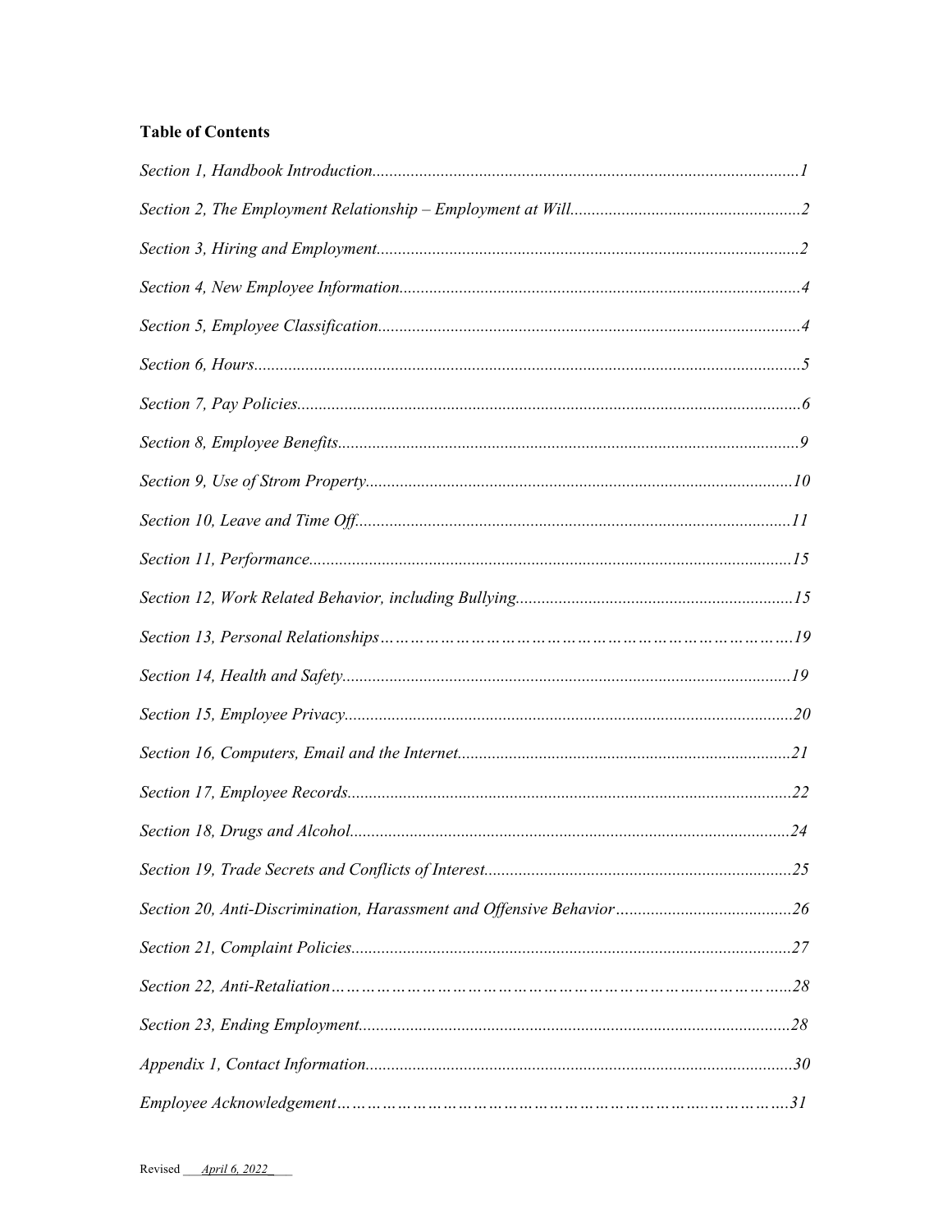**Table of Contents**

*Section 1, Handbook Introduction....................................................................................................1*

*Section 2, The Employment Relationship – Employment at Will......................................................2*

*Section 3, Hiring and Employment...................................................................................................2*

*Section 4, New Employee Information.............................................................................................4*

*Section 5, Employee Classification..................................................................................................4*

*Section 6, Hours................................................................................................................................5*

*Section 7, Pay Policies......................................................................................................................6*

*Section 8, Employee Benefits...........................................................................................................9*

*Section 9, Use of Strom Property...................................................................................................10*

*Section 10, Leave and Time Off.....................................................................................................11*

*Section 11, Performance.................................................................................................................15*

*Section 12, Work Related Behavior, including Bullying................................................................15*

*Section 13, Personal Relationships……………………………………………………………….19*

*Section 14, Health and Safety........................................................................................................19*

*Section 15, Employee Privacy........................................................................................................20*

*Section 16, Computers, Email and the Internet.............................................................................21*

*Section 17, Employee Records.......................................................................................................22*

*Section 18, Drugs and Alcohol.......................................................................................................24*

*Section 19, Trade Secrets and Conflicts of Interest........................................................................25*

*Section 20, Anti-Discrimination, Harassment and Offensive Behavior.........................................26*

*Section 21, Complaint Policies.......................................................................................................27*

*Section 22, Anti-Retaliation………………………………………………………………….......28*

*Section 23, Ending Employment....................................................................................................28*

*Appendix 1, Contact Information...................................................................................................30*

*Employee Acknowledgement……………………………………………………….…………….31*

Revised *April 6, 2022*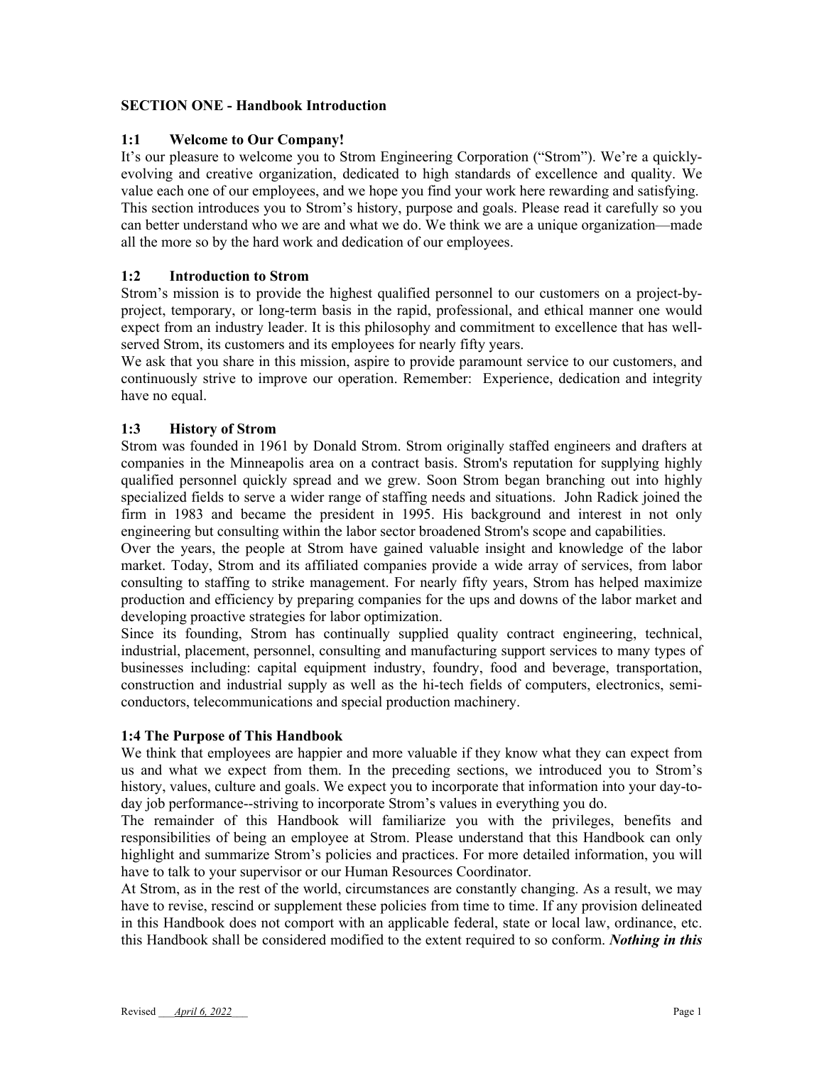## SECTION ONE - Handbook Introduction

### 1:1 Welcome to Our Company!

It's our pleasure to welcome you to Strom Engineering Corporation ("Strom"). We're a quickly-evolving and creative organization, dedicated to high standards of excellence and quality. We value each one of our employees, and we hope you find your work here rewarding and satisfying. This section introduces you to Strom's history, purpose and goals. Please read it carefully so you can better understand who we are and what we do. We think we are a unique organization—made all the more so by the hard work and dedication of our employees.

### 1:2 Introduction to Strom

Strom's mission is to provide the highest qualified personnel to our customers on a project-by-project, temporary, or long-term basis in the rapid, professional, and ethical manner one would expect from an industry leader. It is this philosophy and commitment to excellence that has well-served Strom, its customers and its employees for nearly fifty years.

We ask that you share in this mission, aspire to provide paramount service to our customers, and continuously strive to improve our operation. Remember: Experience, dedication and integrity have no equal.

### 1:3 History of Strom

Strom was founded in 1961 by Donald Strom. Strom originally staffed engineers and drafters at companies in the Minneapolis area on a contract basis. Strom's reputation for supplying highly qualified personnel quickly spread and we grew. Soon Strom began branching out into highly specialized fields to serve a wider range of staffing needs and situations. John Radick joined the firm in 1983 and became the president in 1995. His background and interest in not only engineering but consulting within the labor sector broadened Strom's scope and capabilities.

Over the years, the people at Strom have gained valuable insight and knowledge of the labor market. Today, Strom and its affiliated companies provide a wide array of services, from labor consulting to staffing to strike management. For nearly fifty years, Strom has helped maximize production and efficiency by preparing companies for the ups and downs of the labor market and developing proactive strategies for labor optimization.

Since its founding, Strom has continually supplied quality contract engineering, technical, industrial, placement, personnel, consulting and manufacturing support services to many types of businesses including: capital equipment industry, foundry, food and beverage, transportation, construction and industrial supply as well as the hi-tech fields of computers, electronics, semi-conductors, telecommunications and special production machinery.

### 1:4 The Purpose of This Handbook

We think that employees are happier and more valuable if they know what they can expect from us and what we expect from them. In the preceding sections, we introduced you to Strom's history, values, culture and goals. We expect you to incorporate that information into your day-to-day job performance--striving to incorporate Strom's values in everything you do.

The remainder of this Handbook will familiarize you with the privileges, benefits and responsibilities of being an employee at Strom. Please understand that this Handbook can only highlight and summarize Strom's policies and practices. For more detailed information, you will have to talk to your supervisor or our Human Resources Coordinator.

At Strom, as in the rest of the world, circumstances are constantly changing. As a result, we may have to revise, rescind or supplement these policies from time to time. If any provision delineated in this Handbook does not comport with an applicable federal, state or local law, ordinance, etc. this Handbook shall be considered modified to the extent required to so conform. ***Nothing in this***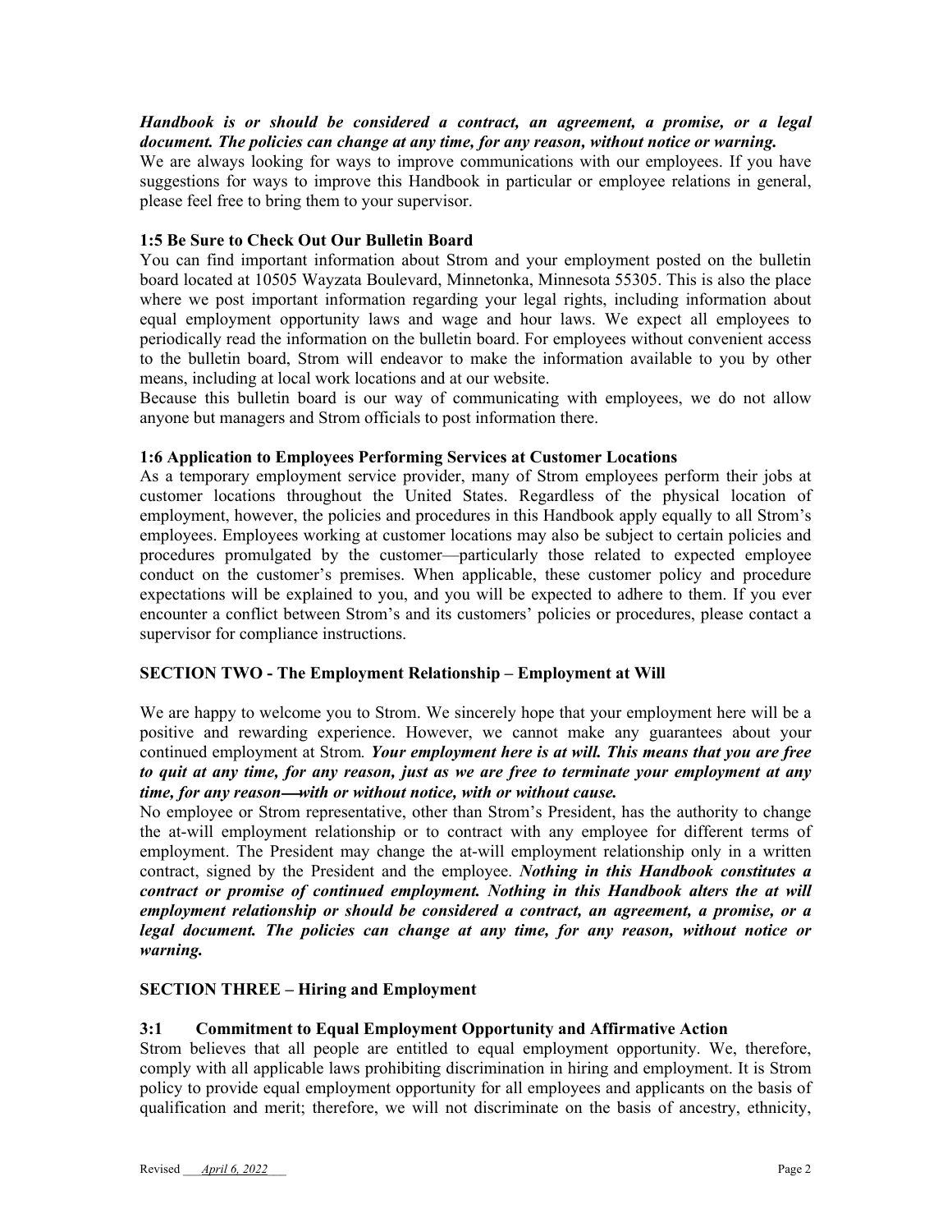***Handbook is or should be considered a contract, an agreement, a promise, or a legal document. The policies can change at any time, for any reason, without notice or warning.***

We are always looking for ways to improve communications with our employees. If you have suggestions for ways to improve this Handbook in particular or employee relations in general, please feel free to bring them to your supervisor.

### 1:5 Be Sure to Check Out Our Bulletin Board

You can find important information about Strom and your employment posted on the bulletin board located at 10505 Wayzata Boulevard, Minnetonka, Minnesota 55305. This is also the place where we post important information regarding your legal rights, including information about equal employment opportunity laws and wage and hour laws. We expect all employees to periodically read the information on the bulletin board. For employees without convenient access to the bulletin board, Strom will endeavor to make the information available to you by other means, including at local work locations and at our website.

Because this bulletin board is our way of communicating with employees, we do not allow anyone but managers and Strom officials to post information there.

### 1:6 Application to Employees Performing Services at Customer Locations

As a temporary employment service provider, many of Strom employees perform their jobs at customer locations throughout the United States. Regardless of the physical location of employment, however, the policies and procedures in this Handbook apply equally to all Strom's employees. Employees working at customer locations may also be subject to certain policies and procedures promulgated by the customer—particularly those related to expected employee conduct on the customer's premises. When applicable, these customer policy and procedure expectations will be explained to you, and you will be expected to adhere to them. If you ever encounter a conflict between Strom's and its customers' policies or procedures, please contact a supervisor for compliance instructions.

## SECTION TWO - The Employment Relationship – Employment at Will

We are happy to welcome you to Strom. We sincerely hope that your employment here will be a positive and rewarding experience. However, we cannot make any guarantees about your continued employment at Strom. ***Your employment here is at will. This means that you are free to quit at any time, for any reason, just as we are free to terminate your employment at any time, for any reason—with or without notice, with or without cause.***

No employee or Strom representative, other than Strom's President, has the authority to change the at-will employment relationship or to contract with any employee for different terms of employment. The President may change the at-will employment relationship only in a written contract, signed by the President and the employee. ***Nothing in this Handbook constitutes a contract or promise of continued employment. Nothing in this Handbook alters the at will employment relationship or should be considered a contract, an agreement, a promise, or a legal document. The policies can change at any time, for any reason, without notice or warning.***

## SECTION THREE – Hiring and Employment

### 3:1 Commitment to Equal Employment Opportunity and Affirmative Action

Strom believes that all people are entitled to equal employment opportunity. We, therefore, comply with all applicable laws prohibiting discrimination in hiring and employment. It is Strom policy to provide equal employment opportunity for all employees and applicants on the basis of qualification and merit; therefore, we will not discriminate on the basis of ancestry, ethnicity,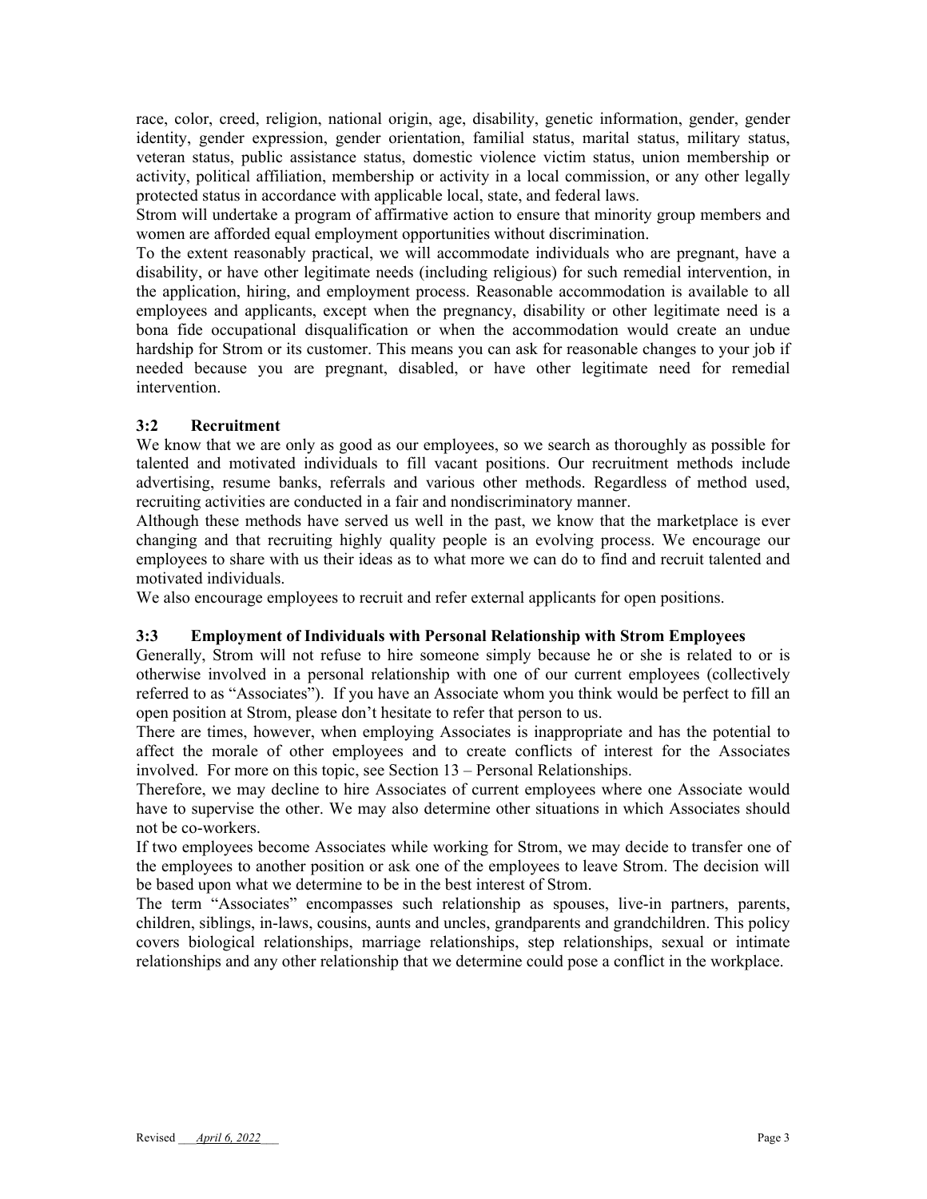race, color, creed, religion, national origin, age, disability, genetic information, gender, gender identity, gender expression, gender orientation, familial status, marital status, military status, veteran status, public assistance status, domestic violence victim status, union membership or activity, political affiliation, membership or activity in a local commission, or any other legally protected status in accordance with applicable local, state, and federal laws.

Strom will undertake a program of affirmative action to ensure that minority group members and women are afforded equal employment opportunities without discrimination.

To the extent reasonably practical, we will accommodate individuals who are pregnant, have a disability, or have other legitimate needs (including religious) for such remedial intervention, in the application, hiring, and employment process. Reasonable accommodation is available to all employees and applicants, except when the pregnancy, disability or other legitimate need is a bona fide occupational disqualification or when the accommodation would create an undue hardship for Strom or its customer. This means you can ask for reasonable changes to your job if needed because you are pregnant, disabled, or have other legitimate need for remedial intervention.

### 3:2 Recruitment

We know that we are only as good as our employees, so we search as thoroughly as possible for talented and motivated individuals to fill vacant positions. Our recruitment methods include advertising, resume banks, referrals and various other methods. Regardless of method used, recruiting activities are conducted in a fair and nondiscriminatory manner.

Although these methods have served us well in the past, we know that the marketplace is ever changing and that recruiting highly quality people is an evolving process. We encourage our employees to share with us their ideas as to what more we can do to find and recruit talented and motivated individuals.

We also encourage employees to recruit and refer external applicants for open positions.

### 3:3 Employment of Individuals with Personal Relationship with Strom Employees

Generally, Strom will not refuse to hire someone simply because he or she is related to or is otherwise involved in a personal relationship with one of our current employees (collectively referred to as "Associates"). If you have an Associate whom you think would be perfect to fill an open position at Strom, please don't hesitate to refer that person to us.

There are times, however, when employing Associates is inappropriate and has the potential to affect the morale of other employees and to create conflicts of interest for the Associates involved. For more on this topic, see Section 13 – Personal Relationships.

Therefore, we may decline to hire Associates of current employees where one Associate would have to supervise the other. We may also determine other situations in which Associates should not be co-workers.

If two employees become Associates while working for Strom, we may decide to transfer one of the employees to another position or ask one of the employees to leave Strom. The decision will be based upon what we determine to be in the best interest of Strom.

The term "Associates" encompasses such relationship as spouses, live-in partners, parents, children, siblings, in-laws, cousins, aunts and uncles, grandparents and grandchildren. This policy covers biological relationships, marriage relationships, step relationships, sexual or intimate relationships and any other relationship that we determine could pose a conflict in the workplace.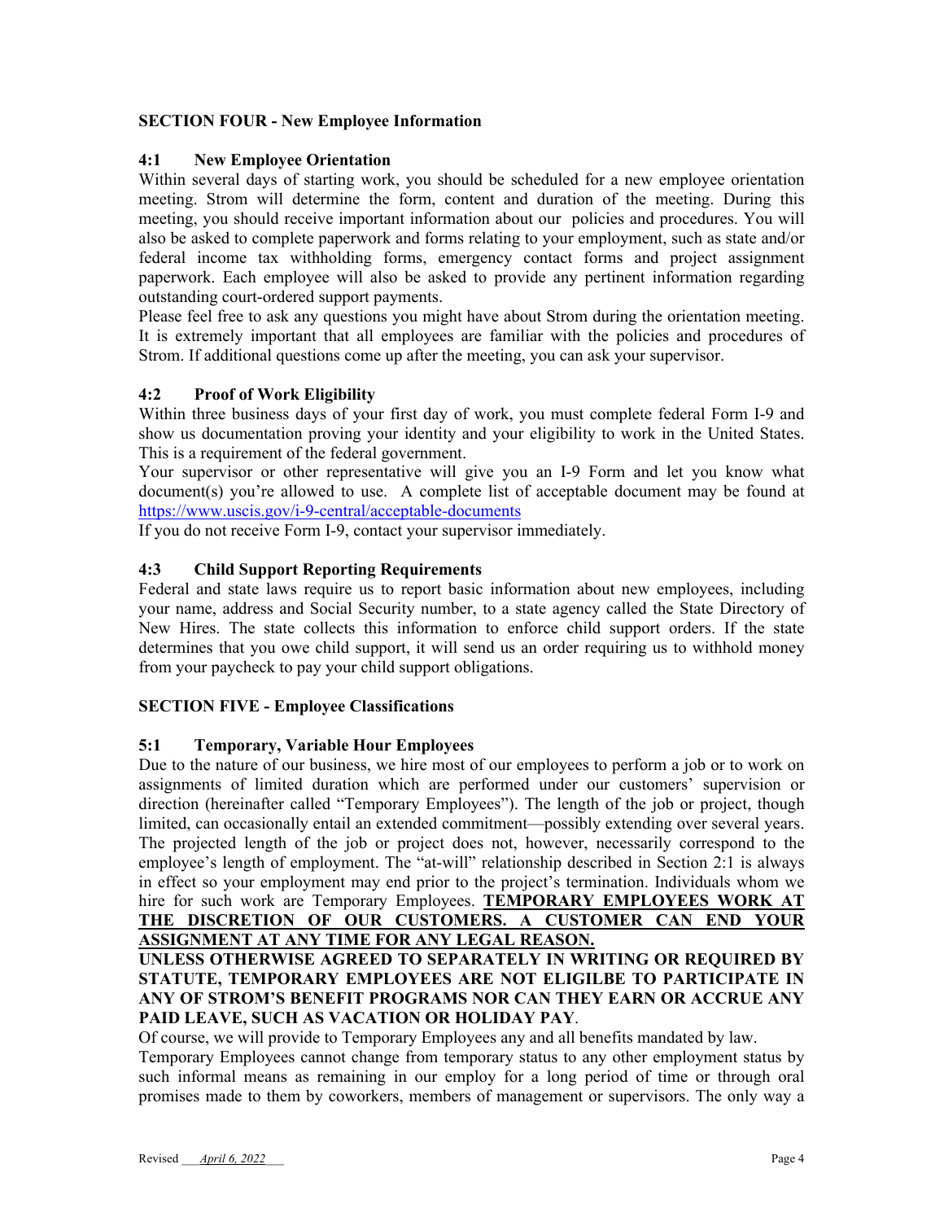## SECTION FOUR - New Employee Information

### 4:1 New Employee Orientation

Within several days of starting work, you should be scheduled for a new employee orientation meeting. Strom will determine the form, content and duration of the meeting. During this meeting, you should receive important information about our policies and procedures. You will also be asked to complete paperwork and forms relating to your employment, such as state and/or federal income tax withholding forms, emergency contact forms and project assignment paperwork. Each employee will also be asked to provide any pertinent information regarding outstanding court-ordered support payments.

Please feel free to ask any questions you might have about Strom during the orientation meeting. It is extremely important that all employees are familiar with the policies and procedures of Strom. If additional questions come up after the meeting, you can ask your supervisor.

### 4:2 Proof of Work Eligibility

Within three business days of your first day of work, you must complete federal Form I-9 and show us documentation proving your identity and your eligibility to work in the United States. This is a requirement of the federal government.

Your supervisor or other representative will give you an I-9 Form and let you know what document(s) you're allowed to use. A complete list of acceptable document may be found at https://www.uscis.gov/i-9-central/acceptable-documents

If you do not receive Form I-9, contact your supervisor immediately.

### 4:3 Child Support Reporting Requirements

Federal and state laws require us to report basic information about new employees, including your name, address and Social Security number, to a state agency called the State Directory of New Hires. The state collects this information to enforce child support orders. If the state determines that you owe child support, it will send us an order requiring us to withhold money from your paycheck to pay your child support obligations.

## SECTION FIVE - Employee Classifications

### 5:1 Temporary, Variable Hour Employees

Due to the nature of our business, we hire most of our employees to perform a job or to work on assignments of limited duration which are performed under our customers' supervision or direction (hereinafter called "Temporary Employees"). The length of the job or project, though limited, can occasionally entail an extended commitment—possibly extending over several years. The projected length of the job or project does not, however, necessarily correspond to the employee's length of employment. The "at-will" relationship described in Section 2:1 is always in effect so your employment may end prior to the project's termination. Individuals whom we hire for such work are Temporary Employees. **TEMPORARY EMPLOYEES WORK AT THE DISCRETION OF OUR CUSTOMERS. A CUSTOMER CAN END YOUR ASSIGNMENT AT ANY TIME FOR ANY LEGAL REASON.**

**UNLESS OTHERWISE AGREED TO SEPARATELY IN WRITING OR REQUIRED BY STATUTE, TEMPORARY EMPLOYEES ARE NOT ELIGILBE TO PARTICIPATE IN ANY OF STROM'S BENEFIT PROGRAMS NOR CAN THEY EARN OR ACCRUE ANY PAID LEAVE, SUCH AS VACATION OR HOLIDAY PAY**.

Of course, we will provide to Temporary Employees any and all benefits mandated by law.

Temporary Employees cannot change from temporary status to any other employment status by such informal means as remaining in our employ for a long period of time or through oral promises made to them by coworkers, members of management or supervisors. The only way a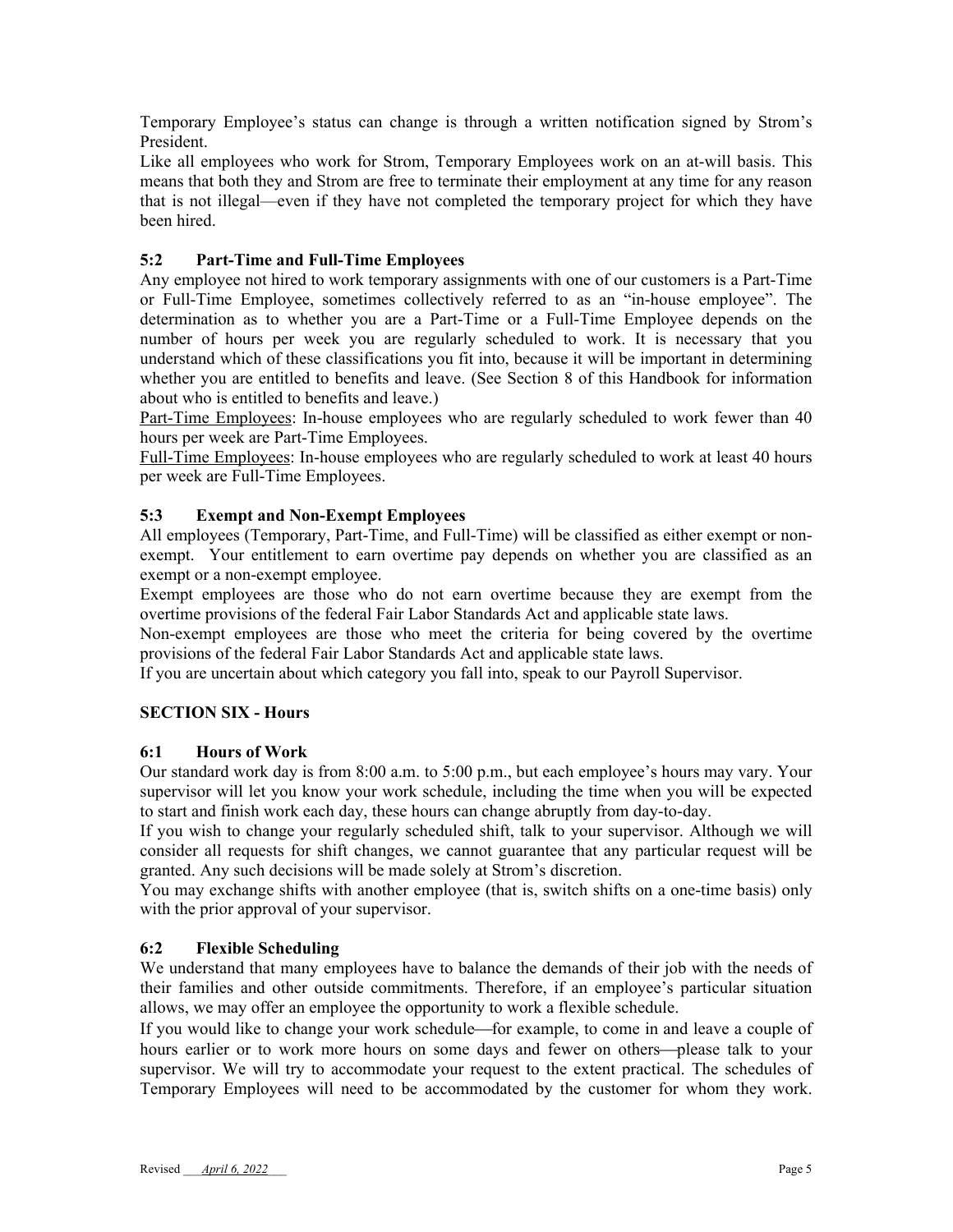Temporary Employee's status can change is through a written notification signed by Strom's President.

Like all employees who work for Strom, Temporary Employees work on an at-will basis. This means that both they and Strom are free to terminate their employment at any time for any reason that is not illegal—even if they have not completed the temporary project for which they have been hired.

### 5:2 Part-Time and Full-Time Employees

Any employee not hired to work temporary assignments with one of our customers is a Part-Time or Full-Time Employee, sometimes collectively referred to as an "in-house employee". The determination as to whether you are a Part-Time or a Full-Time Employee depends on the number of hours per week you are regularly scheduled to work. It is necessary that you understand which of these classifications you fit into, because it will be important in determining whether you are entitled to benefits and leave. (See Section 8 of this Handbook for information about who is entitled to benefits and leave.)

<u>Part-Time Employees</u>: In-house employees who are regularly scheduled to work fewer than 40 hours per week are Part-Time Employees.

<u>Full-Time Employees</u>: In-house employees who are regularly scheduled to work at least 40 hours per week are Full-Time Employees.

### 5:3 Exempt and Non-Exempt Employees

All employees (Temporary, Part-Time, and Full-Time) will be classified as either exempt or non-exempt. Your entitlement to earn overtime pay depends on whether you are classified as an exempt or a non-exempt employee.

Exempt employees are those who do not earn overtime because they are exempt from the overtime provisions of the federal Fair Labor Standards Act and applicable state laws.

Non-exempt employees are those who meet the criteria for being covered by the overtime provisions of the federal Fair Labor Standards Act and applicable state laws.

If you are uncertain about which category you fall into, speak to our Payroll Supervisor.

## SECTION SIX - Hours

### 6:1 Hours of Work

Our standard work day is from 8:00 a.m. to 5:00 p.m., but each employee's hours may vary. Your supervisor will let you know your work schedule, including the time when you will be expected to start and finish work each day, these hours can change abruptly from day-to-day.

If you wish to change your regularly scheduled shift, talk to your supervisor. Although we will consider all requests for shift changes, we cannot guarantee that any particular request will be granted. Any such decisions will be made solely at Strom's discretion.

You may exchange shifts with another employee (that is, switch shifts on a one-time basis) only with the prior approval of your supervisor.

### 6:2 Flexible Scheduling

We understand that many employees have to balance the demands of their job with the needs of their families and other outside commitments. Therefore, if an employee's particular situation allows, we may offer an employee the opportunity to work a flexible schedule.

If you would like to change your work schedule—for example, to come in and leave a couple of hours earlier or to work more hours on some days and fewer on others—please talk to your supervisor. We will try to accommodate your request to the extent practical. The schedules of Temporary Employees will need to be accommodated by the customer for whom they work.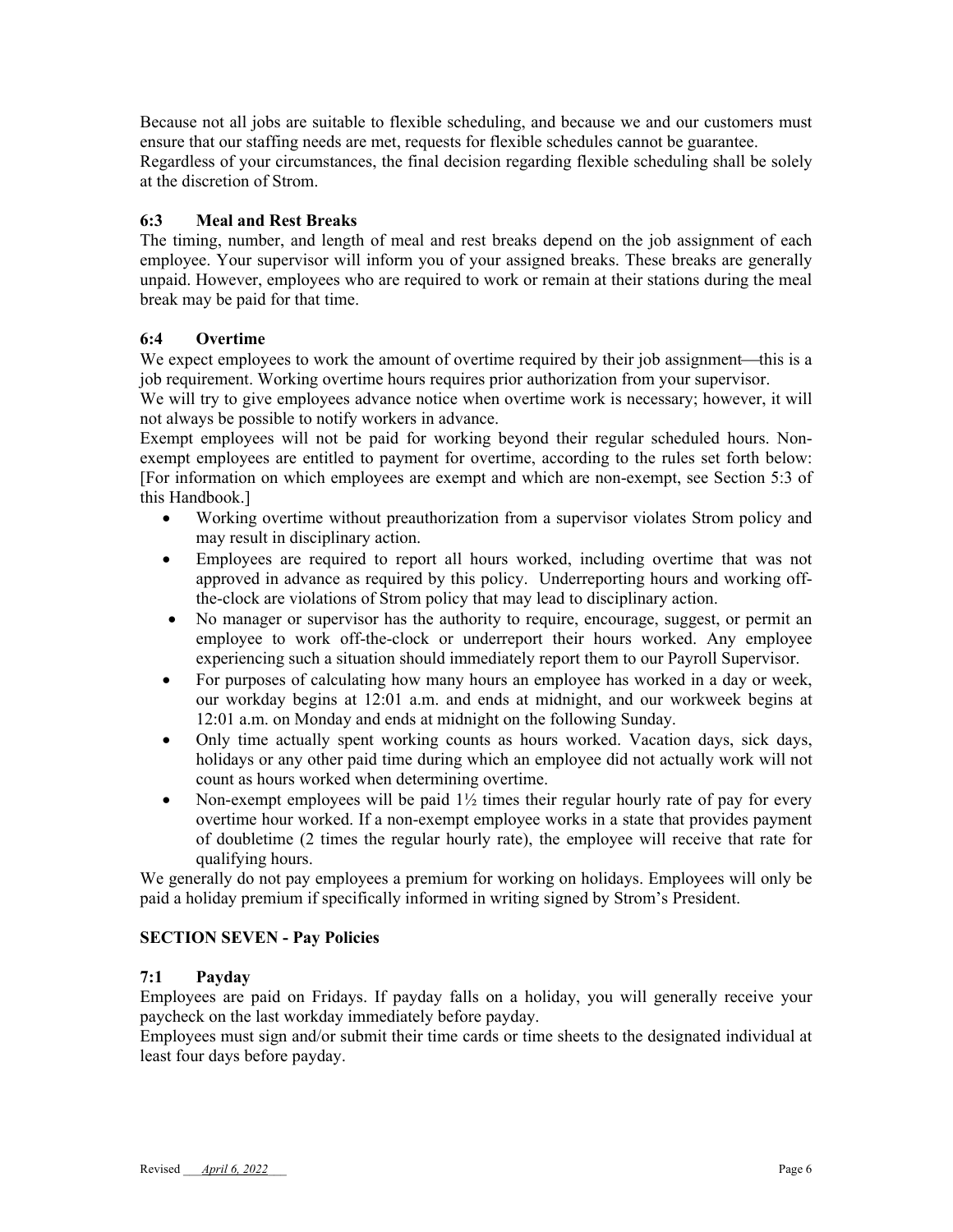Because not all jobs are suitable to flexible scheduling, and because we and our customers must ensure that our staffing needs are met, requests for flexible schedules cannot be guarantee.
Regardless of your circumstances, the final decision regarding flexible scheduling shall be solely at the discretion of Strom.

### 6:3 Meal and Rest Breaks

The timing, number, and length of meal and rest breaks depend on the job assignment of each employee. Your supervisor will inform you of your assigned breaks. These breaks are generally unpaid. However, employees who are required to work or remain at their stations during the meal break may be paid for that time.

### 6:4 Overtime

We expect employees to work the amount of overtime required by their job assignment—this is a job requirement. Working overtime hours requires prior authorization from your supervisor.
We will try to give employees advance notice when overtime work is necessary; however, it will not always be possible to notify workers in advance.
Exempt employees will not be paid for working beyond their regular scheduled hours. Non-exempt employees are entitled to payment for overtime, according to the rules set forth below: [For information on which employees are exempt and which are non-exempt, see Section 5:3 of this Handbook.]

- Working overtime without preauthorization from a supervisor violates Strom policy and may result in disciplinary action.
- Employees are required to report all hours worked, including overtime that was not approved in advance as required by this policy. Underreporting hours and working off-the-clock are violations of Strom policy that may lead to disciplinary action.
- No manager or supervisor has the authority to require, encourage, suggest, or permit an employee to work off-the-clock or underreport their hours worked. Any employee experiencing such a situation should immediately report them to our Payroll Supervisor.
- For purposes of calculating how many hours an employee has worked in a day or week, our workday begins at 12:01 a.m. and ends at midnight, and our workweek begins at 12:01 a.m. on Monday and ends at midnight on the following Sunday.
- Only time actually spent working counts as hours worked. Vacation days, sick days, holidays or any other paid time during which an employee did not actually work will not count as hours worked when determining overtime.
- Non-exempt employees will be paid 1½ times their regular hourly rate of pay for every overtime hour worked. If a non-exempt employee works in a state that provides payment of doubletime (2 times the regular hourly rate), the employee will receive that rate for qualifying hours.

We generally do not pay employees a premium for working on holidays. Employees will only be paid a holiday premium if specifically informed in writing signed by Strom's President.

## SECTION SEVEN - Pay Policies

### 7:1 Payday

Employees are paid on Fridays. If payday falls on a holiday, you will generally receive your paycheck on the last workday immediately before payday.
Employees must sign and/or submit their time cards or time sheets to the designated individual at least four days before payday.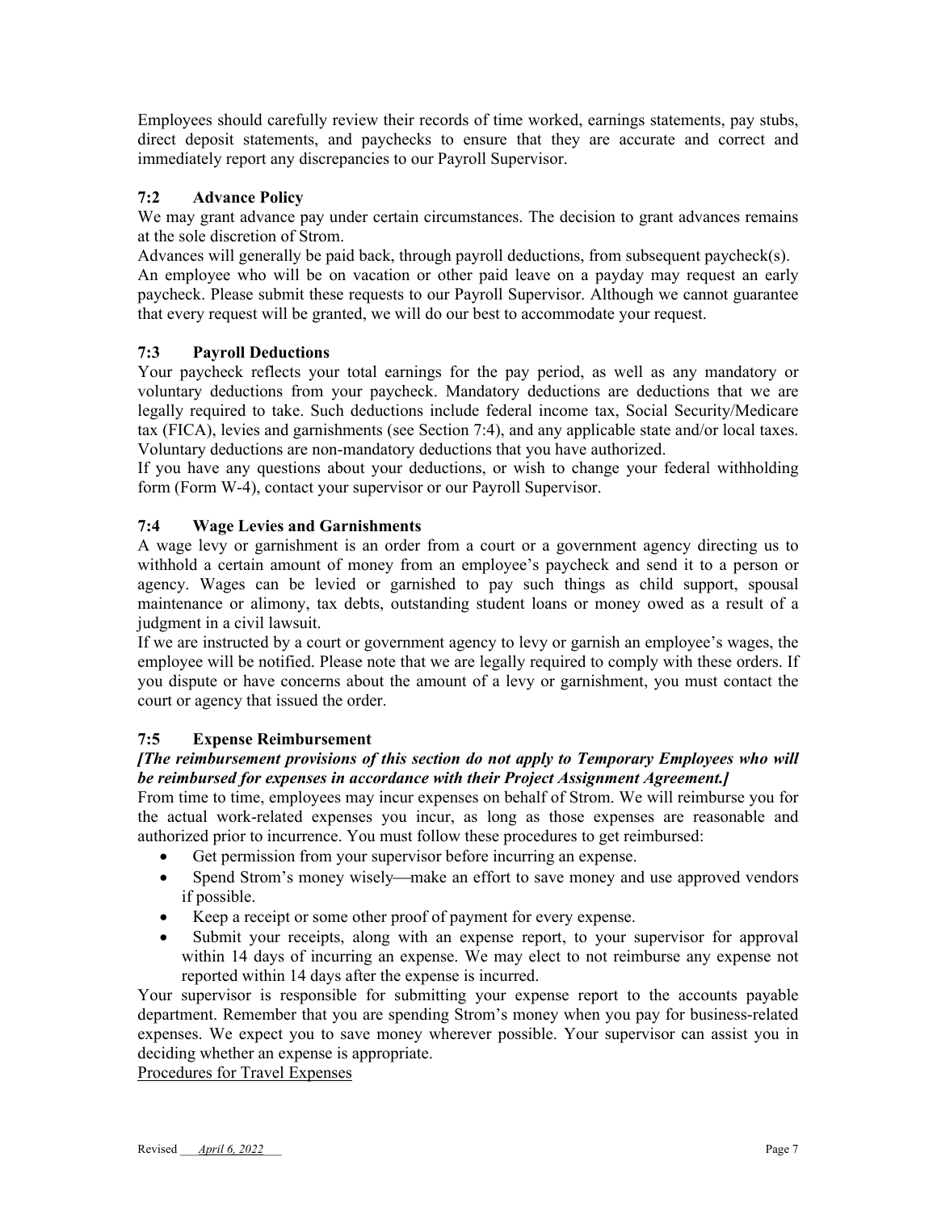Employees should carefully review their records of time worked, earnings statements, pay stubs, direct deposit statements, and paychecks to ensure that they are accurate and correct and immediately report any discrepancies to our Payroll Supervisor.

### 7:2 Advance Policy

We may grant advance pay under certain circumstances. The decision to grant advances remains at the sole discretion of Strom.

Advances will generally be paid back, through payroll deductions, from subsequent paycheck(s).

An employee who will be on vacation or other paid leave on a payday may request an early paycheck. Please submit these requests to our Payroll Supervisor. Although we cannot guarantee that every request will be granted, we will do our best to accommodate your request.

### 7:3 Payroll Deductions

Your paycheck reflects your total earnings for the pay period, as well as any mandatory or voluntary deductions from your paycheck. Mandatory deductions are deductions that we are legally required to take. Such deductions include federal income tax, Social Security/Medicare tax (FICA), levies and garnishments (see Section 7:4), and any applicable state and/or local taxes. Voluntary deductions are non-mandatory deductions that you have authorized.

If you have any questions about your deductions, or wish to change your federal withholding form (Form W-4), contact your supervisor or our Payroll Supervisor.

### 7:4 Wage Levies and Garnishments

A wage levy or garnishment is an order from a court or a government agency directing us to withhold a certain amount of money from an employee's paycheck and send it to a person or agency. Wages can be levied or garnished to pay such things as child support, spousal maintenance or alimony, tax debts, outstanding student loans or money owed as a result of a judgment in a civil lawsuit.

If we are instructed by a court or government agency to levy or garnish an employee's wages, the employee will be notified. Please note that we are legally required to comply with these orders. If you dispute or have concerns about the amount of a levy or garnishment, you must contact the court or agency that issued the order.

### 7:5 Expense Reimbursement

***[The reimbursement provisions of this section do not apply to Temporary Employees who will be reimbursed for expenses in accordance with their Project Assignment Agreement.]***

From time to time, employees may incur expenses on behalf of Strom. We will reimburse you for the actual work-related expenses you incur, as long as those expenses are reasonable and authorized prior to incurrence. You must follow these procedures to get reimbursed:

- Get permission from your supervisor before incurring an expense.
- Spend Strom's money wisely—make an effort to save money and use approved vendors if possible.
- Keep a receipt or some other proof of payment for every expense.
- Submit your receipts, along with an expense report, to your supervisor for approval within 14 days of incurring an expense. We may elect to not reimburse any expense not reported within 14 days after the expense is incurred.

Your supervisor is responsible for submitting your expense report to the accounts payable department. Remember that you are spending Strom's money when you pay for business-related expenses. We expect you to save money wherever possible. Your supervisor can assist you in deciding whether an expense is appropriate.

<u>Procedures for Travel Expenses</u>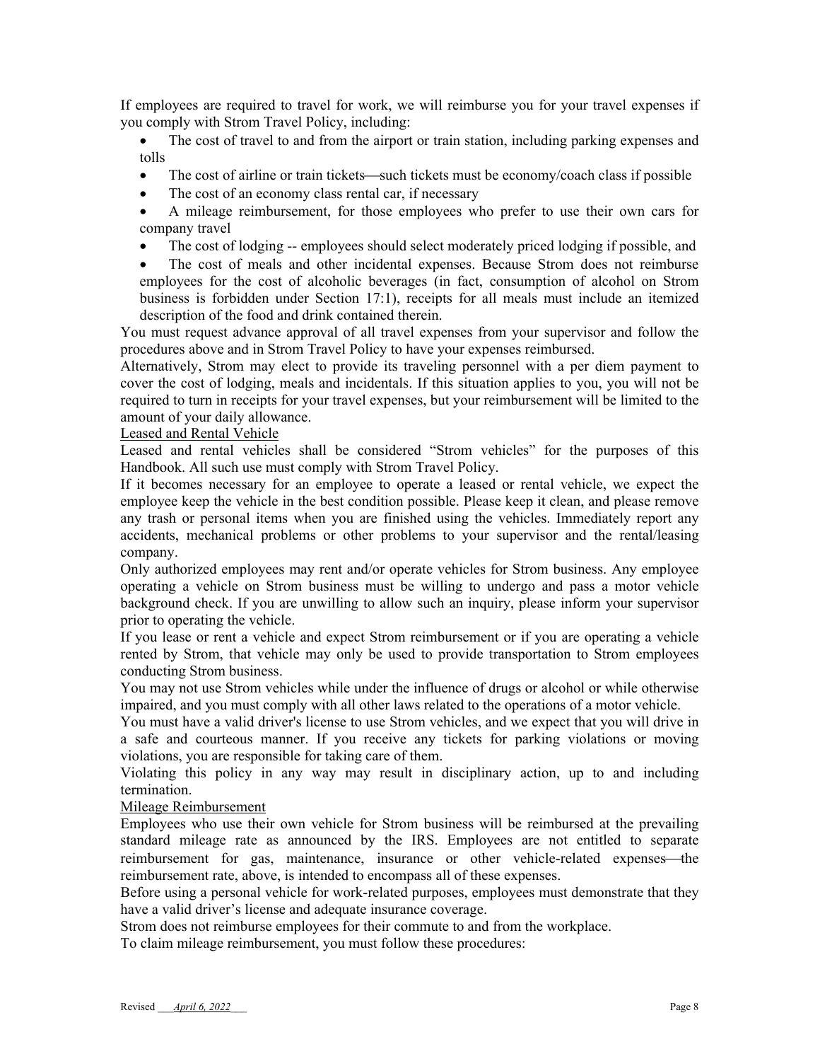If employees are required to travel for work, we will reimburse you for your travel expenses if you comply with Strom Travel Policy, including:

- The cost of travel to and from the airport or train station, including parking expenses and tolls
- The cost of airline or train tickets—such tickets must be economy/coach class if possible
- The cost of an economy class rental car, if necessary
- A mileage reimbursement, for those employees who prefer to use their own cars for company travel
- The cost of lodging -- employees should select moderately priced lodging if possible, and
- The cost of meals and other incidental expenses. Because Strom does not reimburse employees for the cost of alcoholic beverages (in fact, consumption of alcohol on Strom business is forbidden under Section 17:1), receipts for all meals must include an itemized description of the food and drink contained therein.

You must request advance approval of all travel expenses from your supervisor and follow the procedures above and in Strom Travel Policy to have your expenses reimbursed.

Alternatively, Strom may elect to provide its traveling personnel with a per diem payment to cover the cost of lodging, meals and incidentals. If this situation applies to you, you will not be required to turn in receipts for your travel expenses, but your reimbursement will be limited to the amount of your daily allowance.

<u>Leased and Rental Vehicle</u>

Leased and rental vehicles shall be considered "Strom vehicles" for the purposes of this Handbook. All such use must comply with Strom Travel Policy.

If it becomes necessary for an employee to operate a leased or rental vehicle, we expect the employee keep the vehicle in the best condition possible. Please keep it clean, and please remove any trash or personal items when you are finished using the vehicles. Immediately report any accidents, mechanical problems or other problems to your supervisor and the rental/leasing company.

Only authorized employees may rent and/or operate vehicles for Strom business. Any employee operating a vehicle on Strom business must be willing to undergo and pass a motor vehicle background check. If you are unwilling to allow such an inquiry, please inform your supervisor prior to operating the vehicle.

If you lease or rent a vehicle and expect Strom reimbursement or if you are operating a vehicle rented by Strom, that vehicle may only be used to provide transportation to Strom employees conducting Strom business.

You may not use Strom vehicles while under the influence of drugs or alcohol or while otherwise impaired, and you must comply with all other laws related to the operations of a motor vehicle.

You must have a valid driver's license to use Strom vehicles, and we expect that you will drive in a safe and courteous manner. If you receive any tickets for parking violations or moving violations, you are responsible for taking care of them.

Violating this policy in any way may result in disciplinary action, up to and including termination.

<u>Mileage Reimbursement</u>

Employees who use their own vehicle for Strom business will be reimbursed at the prevailing standard mileage rate as announced by the IRS. Employees are not entitled to separate reimbursement for gas, maintenance, insurance or other vehicle-related expenses—the reimbursement rate, above, is intended to encompass all of these expenses.

Before using a personal vehicle for work-related purposes, employees must demonstrate that they have a valid driver's license and adequate insurance coverage.

Strom does not reimburse employees for their commute to and from the workplace.

To claim mileage reimbursement, you must follow these procedures: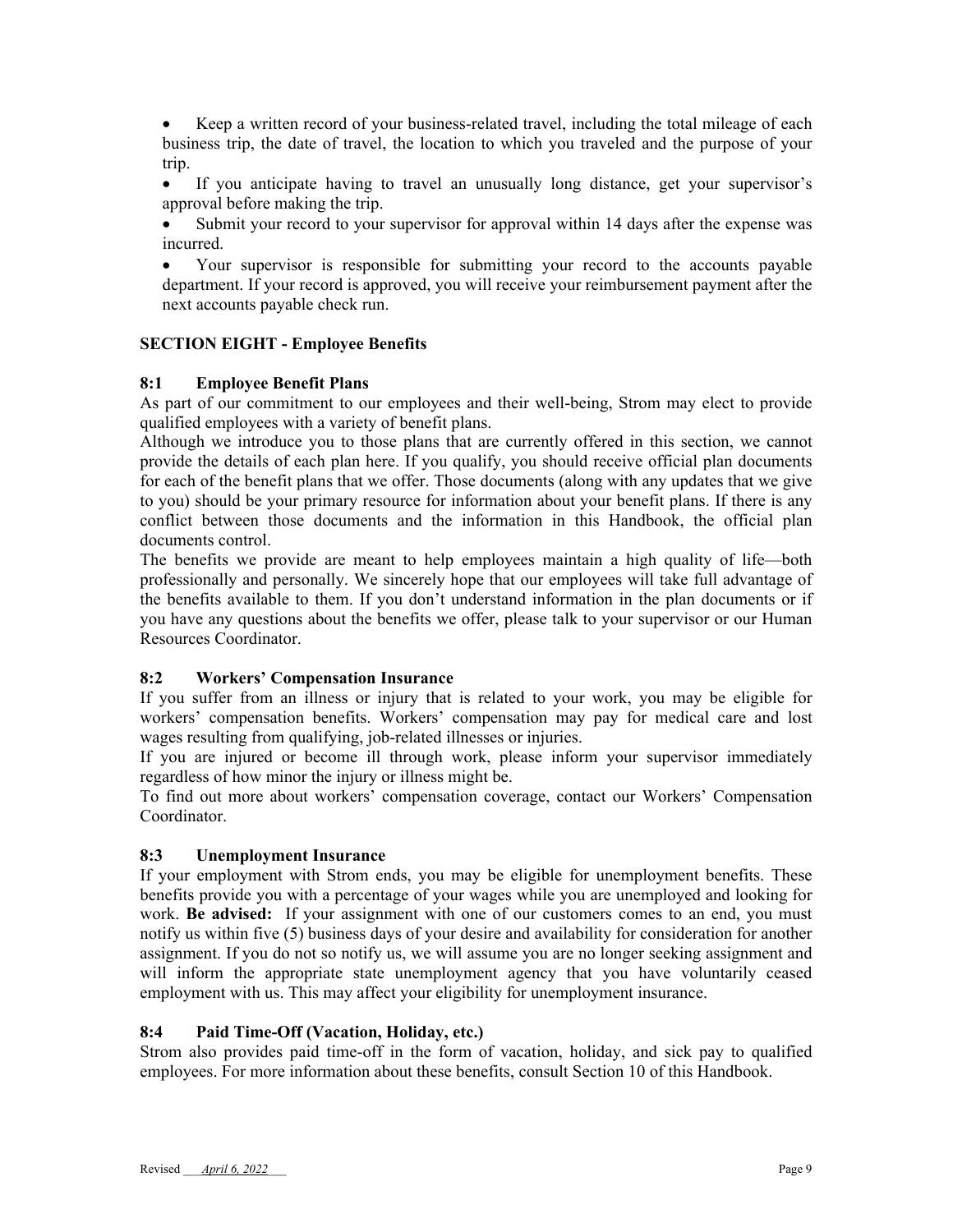- Keep a written record of your business-related travel, including the total mileage of each business trip, the date of travel, the location to which you traveled and the purpose of your trip.
- If you anticipate having to travel an unusually long distance, get your supervisor's approval before making the trip.
- Submit your record to your supervisor for approval within 14 days after the expense was incurred.
- Your supervisor is responsible for submitting your record to the accounts payable department. If your record is approved, you will receive your reimbursement payment after the next accounts payable check run.

## SECTION EIGHT - Employee Benefits

### 8:1 Employee Benefit Plans

As part of our commitment to our employees and their well-being, Strom may elect to provide qualified employees with a variety of benefit plans.

Although we introduce you to those plans that are currently offered in this section, we cannot provide the details of each plan here. If you qualify, you should receive official plan documents for each of the benefit plans that we offer. Those documents (along with any updates that we give to you) should be your primary resource for information about your benefit plans. If there is any conflict between those documents and the information in this Handbook, the official plan documents control.

The benefits we provide are meant to help employees maintain a high quality of life—both professionally and personally. We sincerely hope that our employees will take full advantage of the benefits available to them. If you don't understand information in the plan documents or if you have any questions about the benefits we offer, please talk to your supervisor or our Human Resources Coordinator.

### 8:2 Workers' Compensation Insurance

If you suffer from an illness or injury that is related to your work, you may be eligible for workers' compensation benefits. Workers' compensation may pay for medical care and lost wages resulting from qualifying, job-related illnesses or injuries.

If you are injured or become ill through work, please inform your supervisor immediately regardless of how minor the injury or illness might be.

To find out more about workers' compensation coverage, contact our Workers' Compensation Coordinator.

### 8:3 Unemployment Insurance

If your employment with Strom ends, you may be eligible for unemployment benefits. These benefits provide you with a percentage of your wages while you are unemployed and looking for work. **Be advised:** If your assignment with one of our customers comes to an end, you must notify us within five (5) business days of your desire and availability for consideration for another assignment. If you do not so notify us, we will assume you are no longer seeking assignment and will inform the appropriate state unemployment agency that you have voluntarily ceased employment with us. This may affect your eligibility for unemployment insurance.

### 8:4 Paid Time-Off (Vacation, Holiday, etc.)

Strom also provides paid time-off in the form of vacation, holiday, and sick pay to qualified employees. For more information about these benefits, consult Section 10 of this Handbook.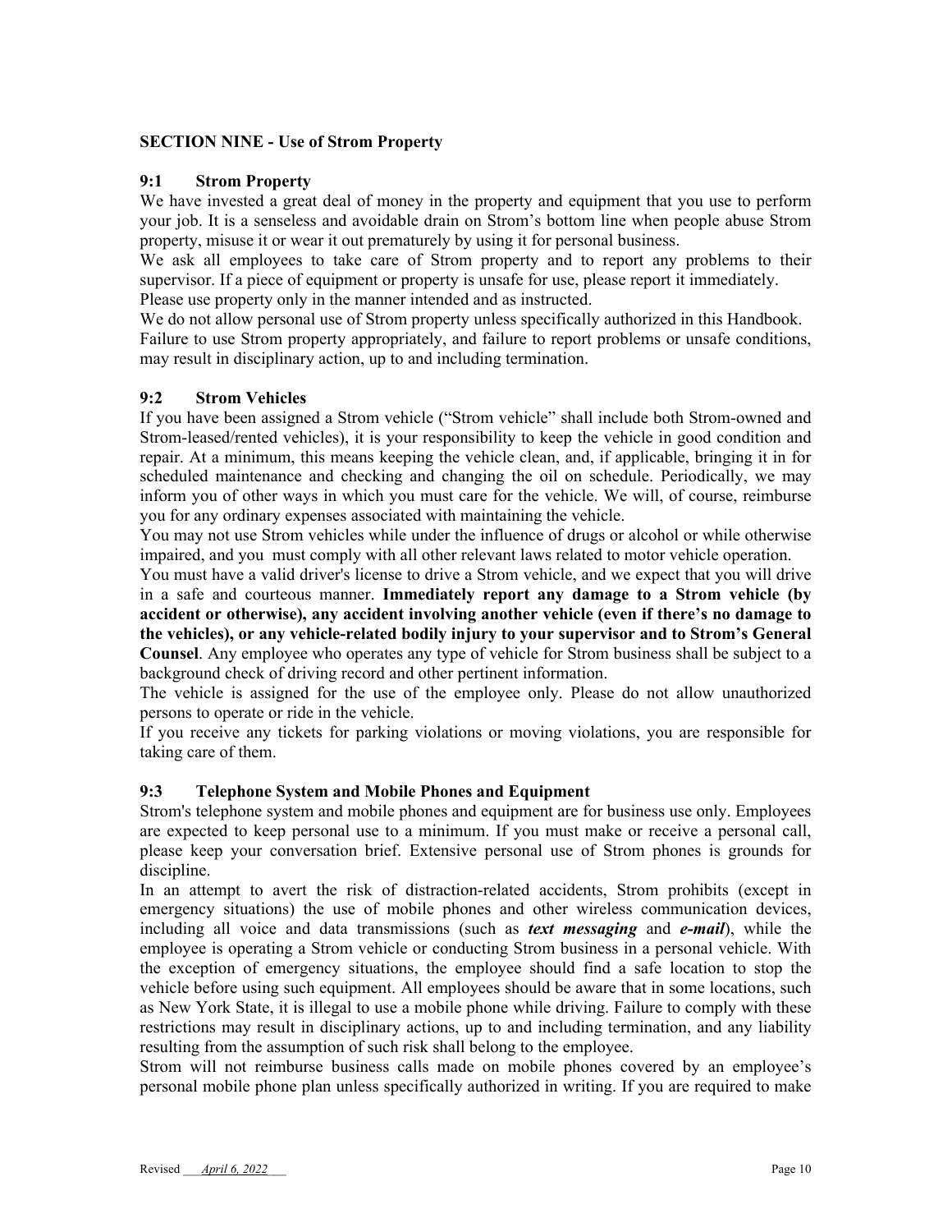## SECTION NINE - Use of Strom Property

### 9:1 Strom Property

We have invested a great deal of money in the property and equipment that you use to perform your job. It is a senseless and avoidable drain on Strom's bottom line when people abuse Strom property, misuse it or wear it out prematurely by using it for personal business.

We ask all employees to take care of Strom property and to report any problems to their supervisor. If a piece of equipment or property is unsafe for use, please report it immediately.

Please use property only in the manner intended and as instructed.

We do not allow personal use of Strom property unless specifically authorized in this Handbook.

Failure to use Strom property appropriately, and failure to report problems or unsafe conditions, may result in disciplinary action, up to and including termination.

### 9:2 Strom Vehicles

If you have been assigned a Strom vehicle ("Strom vehicle" shall include both Strom-owned and Strom-leased/rented vehicles), it is your responsibility to keep the vehicle in good condition and repair. At a minimum, this means keeping the vehicle clean, and, if applicable, bringing it in for scheduled maintenance and checking and changing the oil on schedule. Periodically, we may inform you of other ways in which you must care for the vehicle. We will, of course, reimburse you for any ordinary expenses associated with maintaining the vehicle.

You may not use Strom vehicles while under the influence of drugs or alcohol or while otherwise impaired, and you must comply with all other relevant laws related to motor vehicle operation.

You must have a valid driver's license to drive a Strom vehicle, and we expect that you will drive in a safe and courteous manner. **Immediately report any damage to a Strom vehicle (by accident or otherwise), any accident involving another vehicle (even if there's no damage to the vehicles), or any vehicle-related bodily injury to your supervisor and to Strom's General Counsel**. Any employee who operates any type of vehicle for Strom business shall be subject to a background check of driving record and other pertinent information.

The vehicle is assigned for the use of the employee only. Please do not allow unauthorized persons to operate or ride in the vehicle.

If you receive any tickets for parking violations or moving violations, you are responsible for taking care of them.

### 9:3 Telephone System and Mobile Phones and Equipment

Strom's telephone system and mobile phones and equipment are for business use only. Employees are expected to keep personal use to a minimum. If you must make or receive a personal call, please keep your conversation brief. Extensive personal use of Strom phones is grounds for discipline.

In an attempt to avert the risk of distraction-related accidents, Strom prohibits (except in emergency situations) the use of mobile phones and other wireless communication devices, including all voice and data transmissions (such as ***text messaging*** and ***e-mail***), while the employee is operating a Strom vehicle or conducting Strom business in a personal vehicle. With the exception of emergency situations, the employee should find a safe location to stop the vehicle before using such equipment. All employees should be aware that in some locations, such as New York State, it is illegal to use a mobile phone while driving. Failure to comply with these restrictions may result in disciplinary actions, up to and including termination, and any liability resulting from the assumption of such risk shall belong to the employee.

Strom will not reimburse business calls made on mobile phones covered by an employee's personal mobile phone plan unless specifically authorized in writing. If you are required to make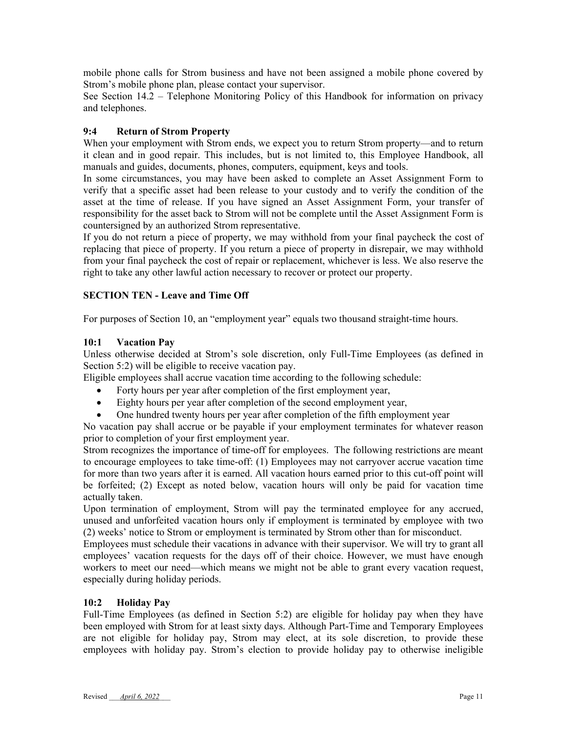mobile phone calls for Strom business and have not been assigned a mobile phone covered by Strom's mobile phone plan, please contact your supervisor.

See Section 14.2 – Telephone Monitoring Policy of this Handbook for information on privacy and telephones.

### 9:4 Return of Strom Property

When your employment with Strom ends, we expect you to return Strom property—and to return it clean and in good repair. This includes, but is not limited to, this Employee Handbook, all manuals and guides, documents, phones, computers, equipment, keys and tools.

In some circumstances, you may have been asked to complete an Asset Assignment Form to verify that a specific asset had been release to your custody and to verify the condition of the asset at the time of release. If you have signed an Asset Assignment Form, your transfer of responsibility for the asset back to Strom will not be complete until the Asset Assignment Form is countersigned by an authorized Strom representative.

If you do not return a piece of property, we may withhold from your final paycheck the cost of replacing that piece of property. If you return a piece of property in disrepair, we may withhold from your final paycheck the cost of repair or replacement, whichever is less. We also reserve the right to take any other lawful action necessary to recover or protect our property.

## SECTION TEN - Leave and Time Off

For purposes of Section 10, an "employment year" equals two thousand straight-time hours.

### 10:1 Vacation Pay

Unless otherwise decided at Strom's sole discretion, only Full-Time Employees (as defined in Section 5:2) will be eligible to receive vacation pay.

Eligible employees shall accrue vacation time according to the following schedule:

- Forty hours per year after completion of the first employment year,
- Eighty hours per year after completion of the second employment year,
- One hundred twenty hours per year after completion of the fifth employment year

No vacation pay shall accrue or be payable if your employment terminates for whatever reason prior to completion of your first employment year.

Strom recognizes the importance of time-off for employees. The following restrictions are meant to encourage employees to take time-off: (1) Employees may not carryover accrue vacation time for more than two years after it is earned. All vacation hours earned prior to this cut-off point will be forfeited; (2) Except as noted below, vacation hours will only be paid for vacation time actually taken.

Upon termination of employment, Strom will pay the terminated employee for any accrued, unused and unforfeited vacation hours only if employment is terminated by employee with two (2) weeks' notice to Strom or employment is terminated by Strom other than for misconduct.

Employees must schedule their vacations in advance with their supervisor. We will try to grant all employees' vacation requests for the days off of their choice. However, we must have enough workers to meet our need—which means we might not be able to grant every vacation request, especially during holiday periods.

### 10:2 Holiday Pay

Full-Time Employees (as defined in Section 5:2) are eligible for holiday pay when they have been employed with Strom for at least sixty days. Although Part-Time and Temporary Employees are not eligible for holiday pay, Strom may elect, at its sole discretion, to provide these employees with holiday pay. Strom's election to provide holiday pay to otherwise ineligible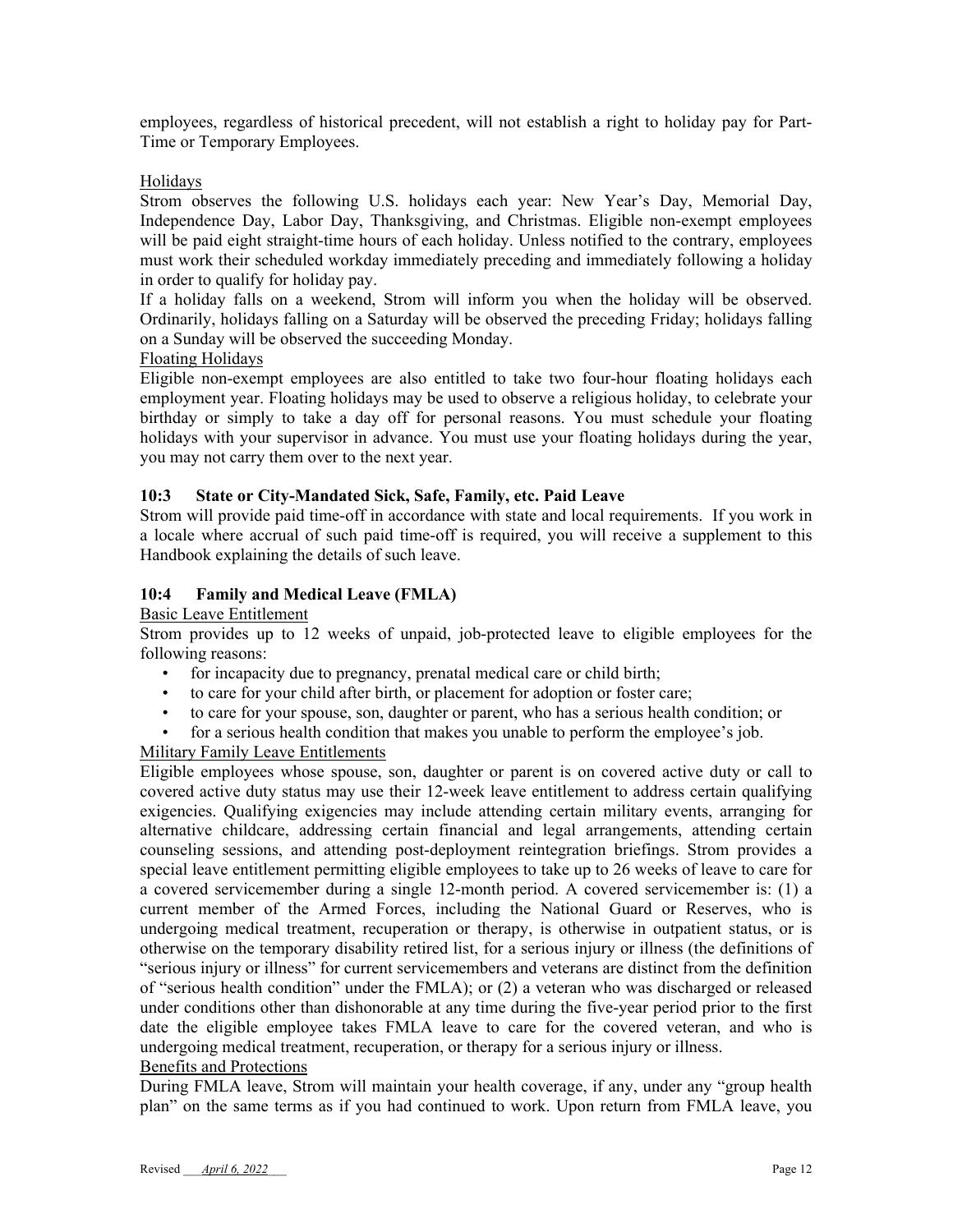employees, regardless of historical precedent, will not establish a right to holiday pay for Part-Time or Temporary Employees.

Holidays

Strom observes the following U.S. holidays each year: New Year's Day, Memorial Day, Independence Day, Labor Day, Thanksgiving, and Christmas. Eligible non-exempt employees will be paid eight straight-time hours of each holiday. Unless notified to the contrary, employees must work their scheduled workday immediately preceding and immediately following a holiday in order to qualify for holiday pay.

If a holiday falls on a weekend, Strom will inform you when the holiday will be observed. Ordinarily, holidays falling on a Saturday will be observed the preceding Friday; holidays falling on a Sunday will be observed the succeeding Monday.

Floating Holidays

Eligible non-exempt employees are also entitled to take two four-hour floating holidays each employment year. Floating holidays may be used to observe a religious holiday, to celebrate your birthday or simply to take a day off for personal reasons. You must schedule your floating holidays with your supervisor in advance. You must use your floating holidays during the year, you may not carry them over to the next year.

### 10:3 State or City-Mandated Sick, Safe, Family, etc. Paid Leave

Strom will provide paid time-off in accordance with state and local requirements. If you work in a locale where accrual of such paid time-off is required, you will receive a supplement to this Handbook explaining the details of such leave.

### 10:4 Family and Medical Leave (FMLA)

Basic Leave Entitlement

Strom provides up to 12 weeks of unpaid, job-protected leave to eligible employees for the following reasons:

- for incapacity due to pregnancy, prenatal medical care or child birth;
- to care for your child after birth, or placement for adoption or foster care;
- to care for your spouse, son, daughter or parent, who has a serious health condition; or
- for a serious health condition that makes you unable to perform the employee's job.

Military Family Leave Entitlements

Eligible employees whose spouse, son, daughter or parent is on covered active duty or call to covered active duty status may use their 12-week leave entitlement to address certain qualifying exigencies. Qualifying exigencies may include attending certain military events, arranging for alternative childcare, addressing certain financial and legal arrangements, attending certain counseling sessions, and attending post-deployment reintegration briefings. Strom provides a special leave entitlement permitting eligible employees to take up to 26 weeks of leave to care for a covered servicemember during a single 12-month period. A covered servicemember is: (1) a current member of the Armed Forces, including the National Guard or Reserves, who is undergoing medical treatment, recuperation or therapy, is otherwise in outpatient status, or is otherwise on the temporary disability retired list, for a serious injury or illness (the definitions of "serious injury or illness" for current servicemembers and veterans are distinct from the definition of "serious health condition" under the FMLA); or (2) a veteran who was discharged or released under conditions other than dishonorable at any time during the five-year period prior to the first date the eligible employee takes FMLA leave to care for the covered veteran, and who is undergoing medical treatment, recuperation, or therapy for a serious injury or illness.

Benefits and Protections

During FMLA leave, Strom will maintain your health coverage, if any, under any "group health plan" on the same terms as if you had continued to work. Upon return from FMLA leave, you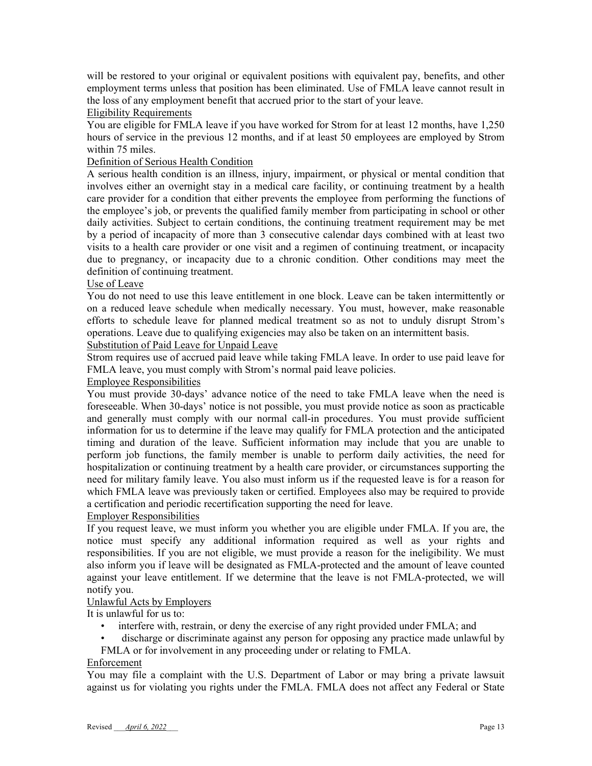will be restored to your original or equivalent positions with equivalent pay, benefits, and other employment terms unless that position has been eliminated. Use of FMLA leave cannot result in the loss of any employment benefit that accrued prior to the start of your leave.

Eligibility Requirements

You are eligible for FMLA leave if you have worked for Strom for at least 12 months, have 1,250 hours of service in the previous 12 months, and if at least 50 employees are employed by Strom within 75 miles.

Definition of Serious Health Condition

A serious health condition is an illness, injury, impairment, or physical or mental condition that involves either an overnight stay in a medical care facility, or continuing treatment by a health care provider for a condition that either prevents the employee from performing the functions of the employee's job, or prevents the qualified family member from participating in school or other daily activities. Subject to certain conditions, the continuing treatment requirement may be met by a period of incapacity of more than 3 consecutive calendar days combined with at least two visits to a health care provider or one visit and a regimen of continuing treatment, or incapacity due to pregnancy, or incapacity due to a chronic condition. Other conditions may meet the definition of continuing treatment.

Use of Leave

You do not need to use this leave entitlement in one block. Leave can be taken intermittently or on a reduced leave schedule when medically necessary. You must, however, make reasonable efforts to schedule leave for planned medical treatment so as not to unduly disrupt Strom's operations. Leave due to qualifying exigencies may also be taken on an intermittent basis.

Substitution of Paid Leave for Unpaid Leave

Strom requires use of accrued paid leave while taking FMLA leave. In order to use paid leave for FMLA leave, you must comply with Strom's normal paid leave policies.

Employee Responsibilities

You must provide 30-days' advance notice of the need to take FMLA leave when the need is foreseeable. When 30-days' notice is not possible, you must provide notice as soon as practicable and generally must comply with our normal call-in procedures. You must provide sufficient information for us to determine if the leave may qualify for FMLA protection and the anticipated timing and duration of the leave. Sufficient information may include that you are unable to perform job functions, the family member is unable to perform daily activities, the need for hospitalization or continuing treatment by a health care provider, or circumstances supporting the need for military family leave. You also must inform us if the requested leave is for a reason for which FMLA leave was previously taken or certified. Employees also may be required to provide a certification and periodic recertification supporting the need for leave.

Employer Responsibilities

If you request leave, we must inform you whether you are eligible under FMLA. If you are, the notice must specify any additional information required as well as your rights and responsibilities. If you are not eligible, we must provide a reason for the ineligibility. We must also inform you if leave will be designated as FMLA-protected and the amount of leave counted against your leave entitlement. If we determine that the leave is not FMLA-protected, we will notify you.

Unlawful Acts by Employers

It is unlawful for us to:

- interfere with, restrain, or deny the exercise of any right provided under FMLA; and
- discharge or discriminate against any person for opposing any practice made unlawful by FMLA or for involvement in any proceeding under or relating to FMLA.

Enforcement

You may file a complaint with the U.S. Department of Labor or may bring a private lawsuit against us for violating you rights under the FMLA. FMLA does not affect any Federal or State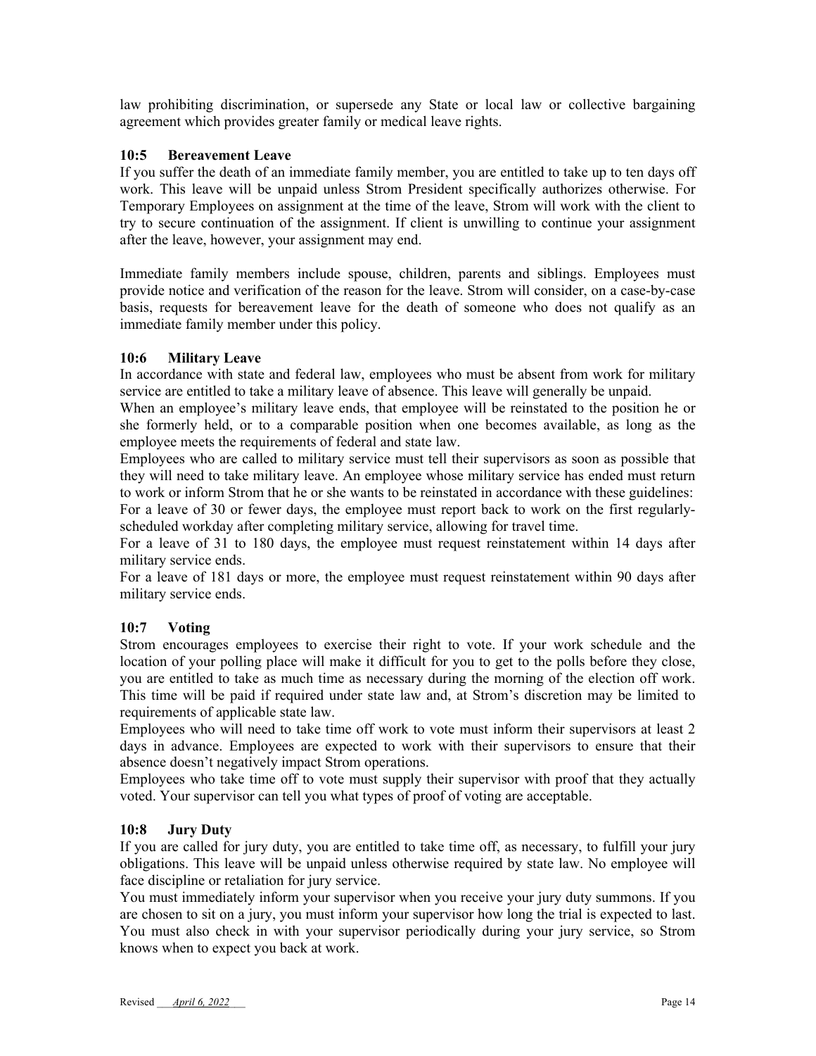law prohibiting discrimination, or supersede any State or local law or collective bargaining agreement which provides greater family or medical leave rights.

### 10:5 Bereavement Leave

If you suffer the death of an immediate family member, you are entitled to take up to ten days off work. This leave will be unpaid unless Strom President specifically authorizes otherwise. For Temporary Employees on assignment at the time of the leave, Strom will work with the client to try to secure continuation of the assignment. If client is unwilling to continue your assignment after the leave, however, your assignment may end.

Immediate family members include spouse, children, parents and siblings. Employees must provide notice and verification of the reason for the leave. Strom will consider, on a case-by-case basis, requests for bereavement leave for the death of someone who does not qualify as an immediate family member under this policy.

### 10:6 Military Leave

In accordance with state and federal law, employees who must be absent from work for military service are entitled to take a military leave of absence. This leave will generally be unpaid.

When an employee's military leave ends, that employee will be reinstated to the position he or she formerly held, or to a comparable position when one becomes available, as long as the employee meets the requirements of federal and state law.

Employees who are called to military service must tell their supervisors as soon as possible that they will need to take military leave. An employee whose military service has ended must return to work or inform Strom that he or she wants to be reinstated in accordance with these guidelines:

For a leave of 30 or fewer days, the employee must report back to work on the first regularly-scheduled workday after completing military service, allowing for travel time.

For a leave of 31 to 180 days, the employee must request reinstatement within 14 days after military service ends.

For a leave of 181 days or more, the employee must request reinstatement within 90 days after military service ends.

### 10:7 Voting

Strom encourages employees to exercise their right to vote. If your work schedule and the location of your polling place will make it difficult for you to get to the polls before they close, you are entitled to take as much time as necessary during the morning of the election off work. This time will be paid if required under state law and, at Strom's discretion may be limited to requirements of applicable state law.

Employees who will need to take time off work to vote must inform their supervisors at least 2 days in advance. Employees are expected to work with their supervisors to ensure that their absence doesn't negatively impact Strom operations.

Employees who take time off to vote must supply their supervisor with proof that they actually voted. Your supervisor can tell you what types of proof of voting are acceptable.

### 10:8 Jury Duty

If you are called for jury duty, you are entitled to take time off, as necessary, to fulfill your jury obligations. This leave will be unpaid unless otherwise required by state law. No employee will face discipline or retaliation for jury service.

You must immediately inform your supervisor when you receive your jury duty summons. If you are chosen to sit on a jury, you must inform your supervisor how long the trial is expected to last. You must also check in with your supervisor periodically during your jury service, so Strom knows when to expect you back at work.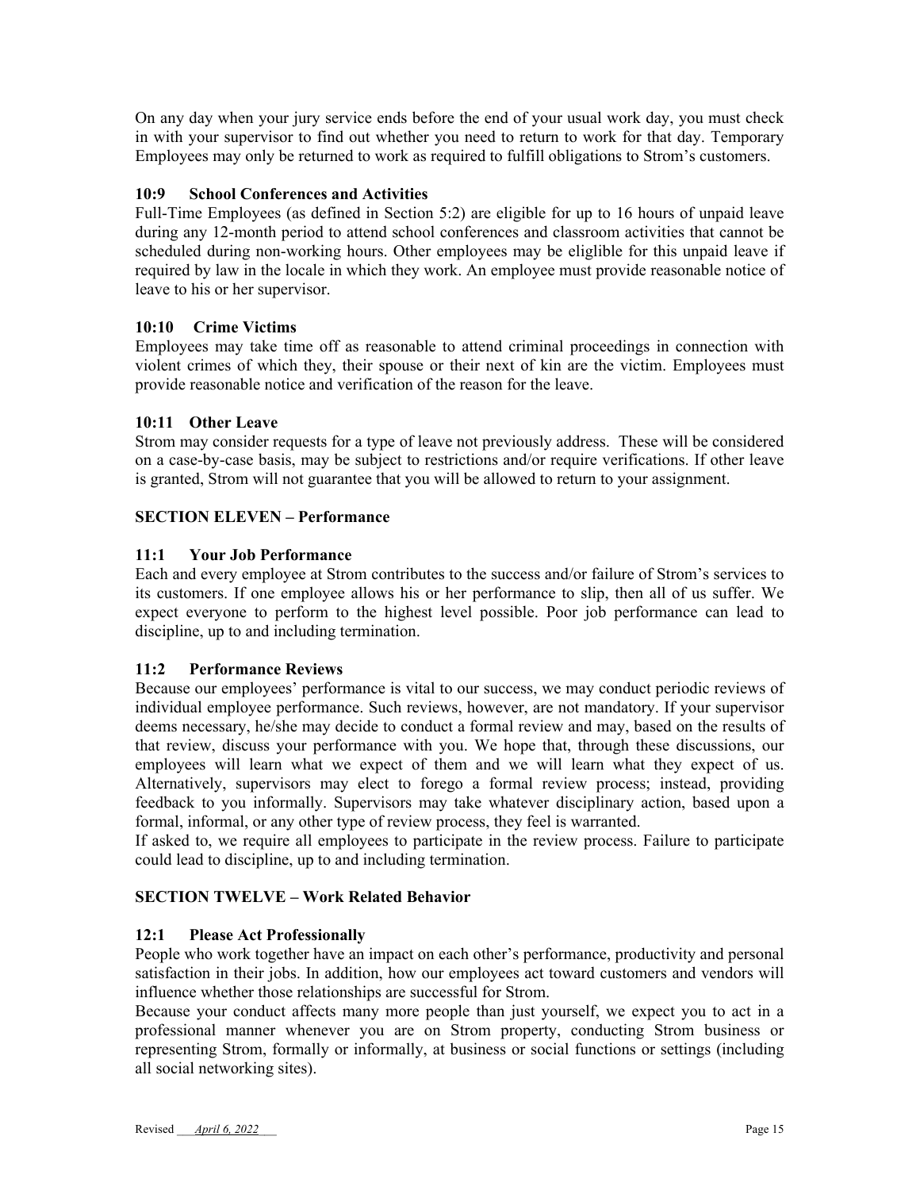On any day when your jury service ends before the end of your usual work day, you must check in with your supervisor to find out whether you need to return to work for that day. Temporary Employees may only be returned to work as required to fulfill obligations to Strom's customers.

### 10:9 School Conferences and Activities

Full-Time Employees (as defined in Section 5:2) are eligible for up to 16 hours of unpaid leave during any 12-month period to attend school conferences and classroom activities that cannot be scheduled during non-working hours. Other employees may be eliglible for this unpaid leave if required by law in the locale in which they work. An employee must provide reasonable notice of leave to his or her supervisor.

### 10:10 Crime Victims

Employees may take time off as reasonable to attend criminal proceedings in connection with violent crimes of which they, their spouse or their next of kin are the victim. Employees must provide reasonable notice and verification of the reason for the leave.

### 10:11 Other Leave

Strom may consider requests for a type of leave not previously address. These will be considered on a case-by-case basis, may be subject to restrictions and/or require verifications. If other leave is granted, Strom will not guarantee that you will be allowed to return to your assignment.

## SECTION ELEVEN – Performance

### 11:1 Your Job Performance

Each and every employee at Strom contributes to the success and/or failure of Strom's services to its customers. If one employee allows his or her performance to slip, then all of us suffer. We expect everyone to perform to the highest level possible. Poor job performance can lead to discipline, up to and including termination.

### 11:2 Performance Reviews

Because our employees' performance is vital to our success, we may conduct periodic reviews of individual employee performance. Such reviews, however, are not mandatory. If your supervisor deems necessary, he/she may decide to conduct a formal review and may, based on the results of that review, discuss your performance with you. We hope that, through these discussions, our employees will learn what we expect of them and we will learn what they expect of us. Alternatively, supervisors may elect to forego a formal review process; instead, providing feedback to you informally. Supervisors may take whatever disciplinary action, based upon a formal, informal, or any other type of review process, they feel is warranted.

If asked to, we require all employees to participate in the review process. Failure to participate could lead to discipline, up to and including termination.

## SECTION TWELVE – Work Related Behavior

### 12:1 Please Act Professionally

People who work together have an impact on each other's performance, productivity and personal satisfaction in their jobs. In addition, how our employees act toward customers and vendors will influence whether those relationships are successful for Strom.

Because your conduct affects many more people than just yourself, we expect you to act in a professional manner whenever you are on Strom property, conducting Strom business or representing Strom, formally or informally, at business or social functions or settings (including all social networking sites).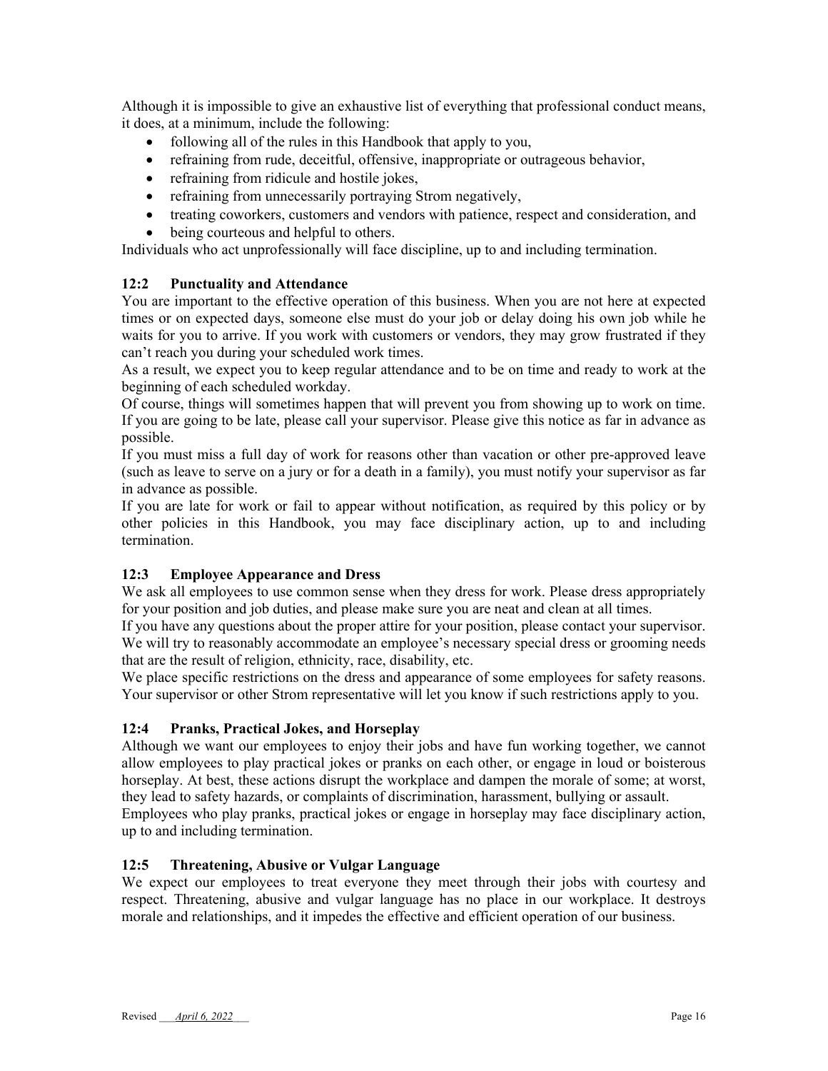Although it is impossible to give an exhaustive list of everything that professional conduct means, it does, at a minimum, include the following:

- following all of the rules in this Handbook that apply to you,
- refraining from rude, deceitful, offensive, inappropriate or outrageous behavior,
- refraining from ridicule and hostile jokes,
- refraining from unnecessarily portraying Strom negatively,
- treating coworkers, customers and vendors with patience, respect and consideration, and
- being courteous and helpful to others.

Individuals who act unprofessionally will face discipline, up to and including termination.

### 12:2 Punctuality and Attendance

You are important to the effective operation of this business. When you are not here at expected times or on expected days, someone else must do your job or delay doing his own job while he waits for you to arrive. If you work with customers or vendors, they may grow frustrated if they can't reach you during your scheduled work times.

As a result, we expect you to keep regular attendance and to be on time and ready to work at the beginning of each scheduled workday.

Of course, things will sometimes happen that will prevent you from showing up to work on time. If you are going to be late, please call your supervisor. Please give this notice as far in advance as possible.

If you must miss a full day of work for reasons other than vacation or other pre-approved leave (such as leave to serve on a jury or for a death in a family), you must notify your supervisor as far in advance as possible.

If you are late for work or fail to appear without notification, as required by this policy or by other policies in this Handbook, you may face disciplinary action, up to and including termination.

### 12:3 Employee Appearance and Dress

We ask all employees to use common sense when they dress for work. Please dress appropriately for your position and job duties, and please make sure you are neat and clean at all times.

If you have any questions about the proper attire for your position, please contact your supervisor. We will try to reasonably accommodate an employee's necessary special dress or grooming needs that are the result of religion, ethnicity, race, disability, etc.

We place specific restrictions on the dress and appearance of some employees for safety reasons. Your supervisor or other Strom representative will let you know if such restrictions apply to you.

### 12:4 Pranks, Practical Jokes, and Horseplay

Although we want our employees to enjoy their jobs and have fun working together, we cannot allow employees to play practical jokes or pranks on each other, or engage in loud or boisterous horseplay. At best, these actions disrupt the workplace and dampen the morale of some; at worst, they lead to safety hazards, or complaints of discrimination, harassment, bullying or assault.

Employees who play pranks, practical jokes or engage in horseplay may face disciplinary action, up to and including termination.

### 12:5 Threatening, Abusive or Vulgar Language

We expect our employees to treat everyone they meet through their jobs with courtesy and respect. Threatening, abusive and vulgar language has no place in our workplace. It destroys morale and relationships, and it impedes the effective and efficient operation of our business.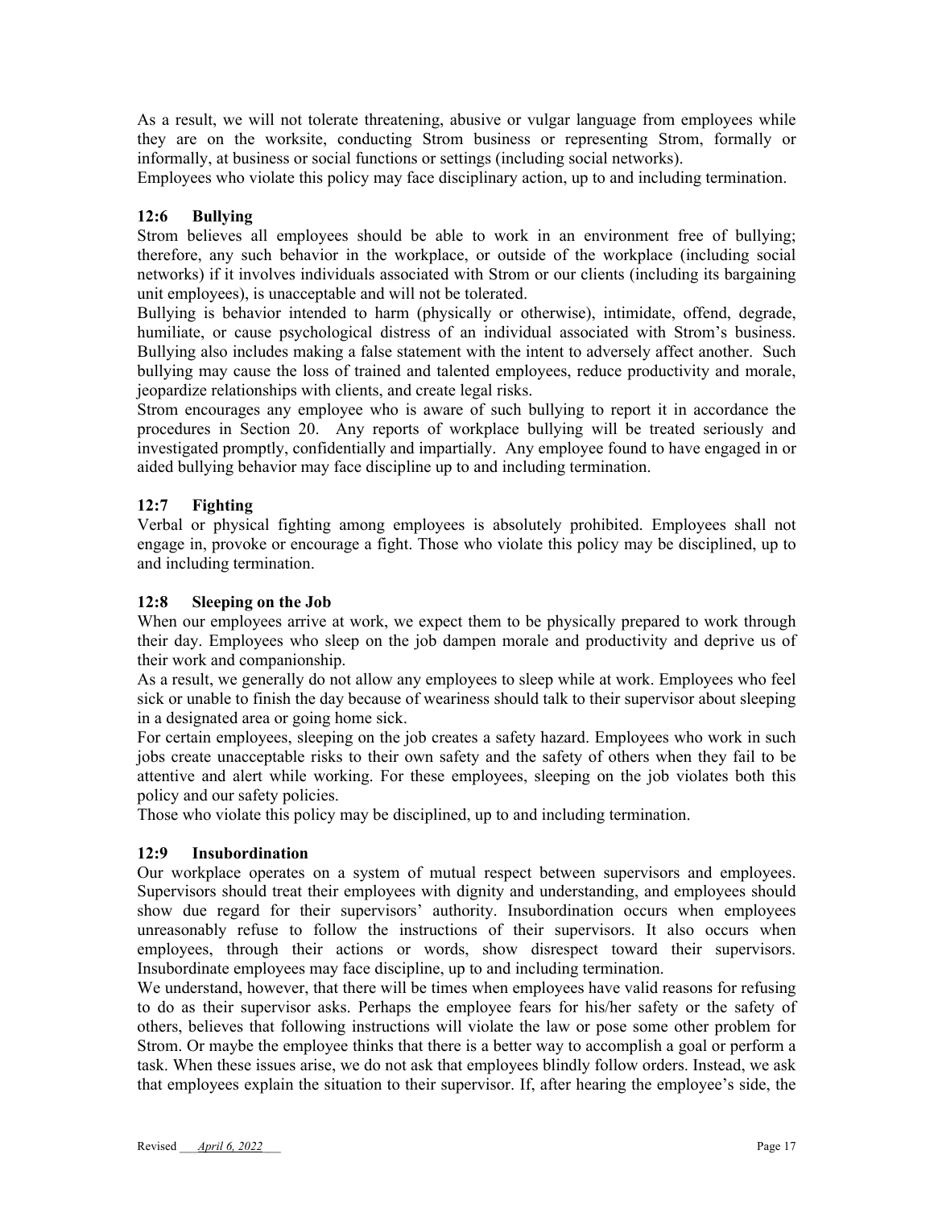As a result, we will not tolerate threatening, abusive or vulgar language from employees while they are on the worksite, conducting Strom business or representing Strom, formally or informally, at business or social functions or settings (including social networks).

Employees who violate this policy may face disciplinary action, up to and including termination.

### 12:6 Bullying

Strom believes all employees should be able to work in an environment free of bullying; therefore, any such behavior in the workplace, or outside of the workplace (including social networks) if it involves individuals associated with Strom or our clients (including its bargaining unit employees), is unacceptable and will not be tolerated.

Bullying is behavior intended to harm (physically or otherwise), intimidate, offend, degrade, humiliate, or cause psychological distress of an individual associated with Strom's business. Bullying also includes making a false statement with the intent to adversely affect another. Such bullying may cause the loss of trained and talented employees, reduce productivity and morale, jeopardize relationships with clients, and create legal risks.

Strom encourages any employee who is aware of such bullying to report it in accordance the procedures in Section 20. Any reports of workplace bullying will be treated seriously and investigated promptly, confidentially and impartially. Any employee found to have engaged in or aided bullying behavior may face discipline up to and including termination.

### 12:7 Fighting

Verbal or physical fighting among employees is absolutely prohibited. Employees shall not engage in, provoke or encourage a fight. Those who violate this policy may be disciplined, up to and including termination.

### 12:8 Sleeping on the Job

When our employees arrive at work, we expect them to be physically prepared to work through their day. Employees who sleep on the job dampen morale and productivity and deprive us of their work and companionship.

As a result, we generally do not allow any employees to sleep while at work. Employees who feel sick or unable to finish the day because of weariness should talk to their supervisor about sleeping in a designated area or going home sick.

For certain employees, sleeping on the job creates a safety hazard. Employees who work in such jobs create unacceptable risks to their own safety and the safety of others when they fail to be attentive and alert while working. For these employees, sleeping on the job violates both this policy and our safety policies.

Those who violate this policy may be disciplined, up to and including termination.

### 12:9 Insubordination

Our workplace operates on a system of mutual respect between supervisors and employees. Supervisors should treat their employees with dignity and understanding, and employees should show due regard for their supervisors' authority. Insubordination occurs when employees unreasonably refuse to follow the instructions of their supervisors. It also occurs when employees, through their actions or words, show disrespect toward their supervisors. Insubordinate employees may face discipline, up to and including termination.

We understand, however, that there will be times when employees have valid reasons for refusing to do as their supervisor asks. Perhaps the employee fears for his/her safety or the safety of others, believes that following instructions will violate the law or pose some other problem for Strom. Or maybe the employee thinks that there is a better way to accomplish a goal or perform a task. When these issues arise, we do not ask that employees blindly follow orders. Instead, we ask that employees explain the situation to their supervisor. If, after hearing the employee's side, the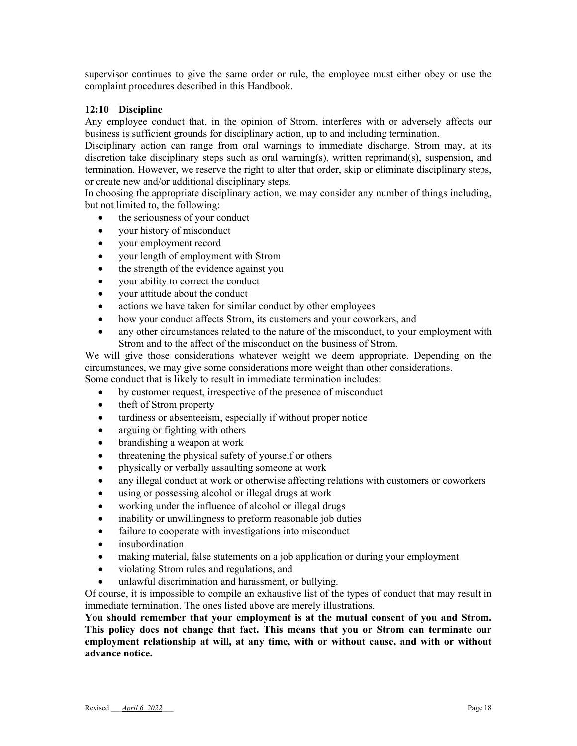supervisor continues to give the same order or rule, the employee must either obey or use the complaint procedures described in this Handbook.

### 12:10 Discipline

Any employee conduct that, in the opinion of Strom, interferes with or adversely affects our business is sufficient grounds for disciplinary action, up to and including termination.

Disciplinary action can range from oral warnings to immediate discharge. Strom may, at its discretion take disciplinary steps such as oral warning(s), written reprimand(s), suspension, and termination. However, we reserve the right to alter that order, skip or eliminate disciplinary steps, or create new and/or additional disciplinary steps.

In choosing the appropriate disciplinary action, we may consider any number of things including, but not limited to, the following:

- the seriousness of your conduct
- your history of misconduct
- your employment record
- your length of employment with Strom
- the strength of the evidence against you
- your ability to correct the conduct
- your attitude about the conduct
- actions we have taken for similar conduct by other employees
- how your conduct affects Strom, its customers and your coworkers, and
- any other circumstances related to the nature of the misconduct, to your employment with Strom and to the affect of the misconduct on the business of Strom.

We will give those considerations whatever weight we deem appropriate. Depending on the circumstances, we may give some considerations more weight than other considerations.

Some conduct that is likely to result in immediate termination includes:

- by customer request, irrespective of the presence of misconduct
- theft of Strom property
- tardiness or absenteeism, especially if without proper notice
- arguing or fighting with others
- brandishing a weapon at work
- threatening the physical safety of yourself or others
- physically or verbally assaulting someone at work
- any illegal conduct at work or otherwise affecting relations with customers or coworkers
- using or possessing alcohol or illegal drugs at work
- working under the influence of alcohol or illegal drugs
- inability or unwillingness to preform reasonable job duties
- failure to cooperate with investigations into misconduct
- insubordination
- making material, false statements on a job application or during your employment
- violating Strom rules and regulations, and
- unlawful discrimination and harassment, or bullying.

Of course, it is impossible to compile an exhaustive list of the types of conduct that may result in immediate termination. The ones listed above are merely illustrations.

**You should remember that your employment is at the mutual consent of you and Strom. This policy does not change that fact. This means that you or Strom can terminate our employment relationship at will, at any time, with or without cause, and with or without advance notice.**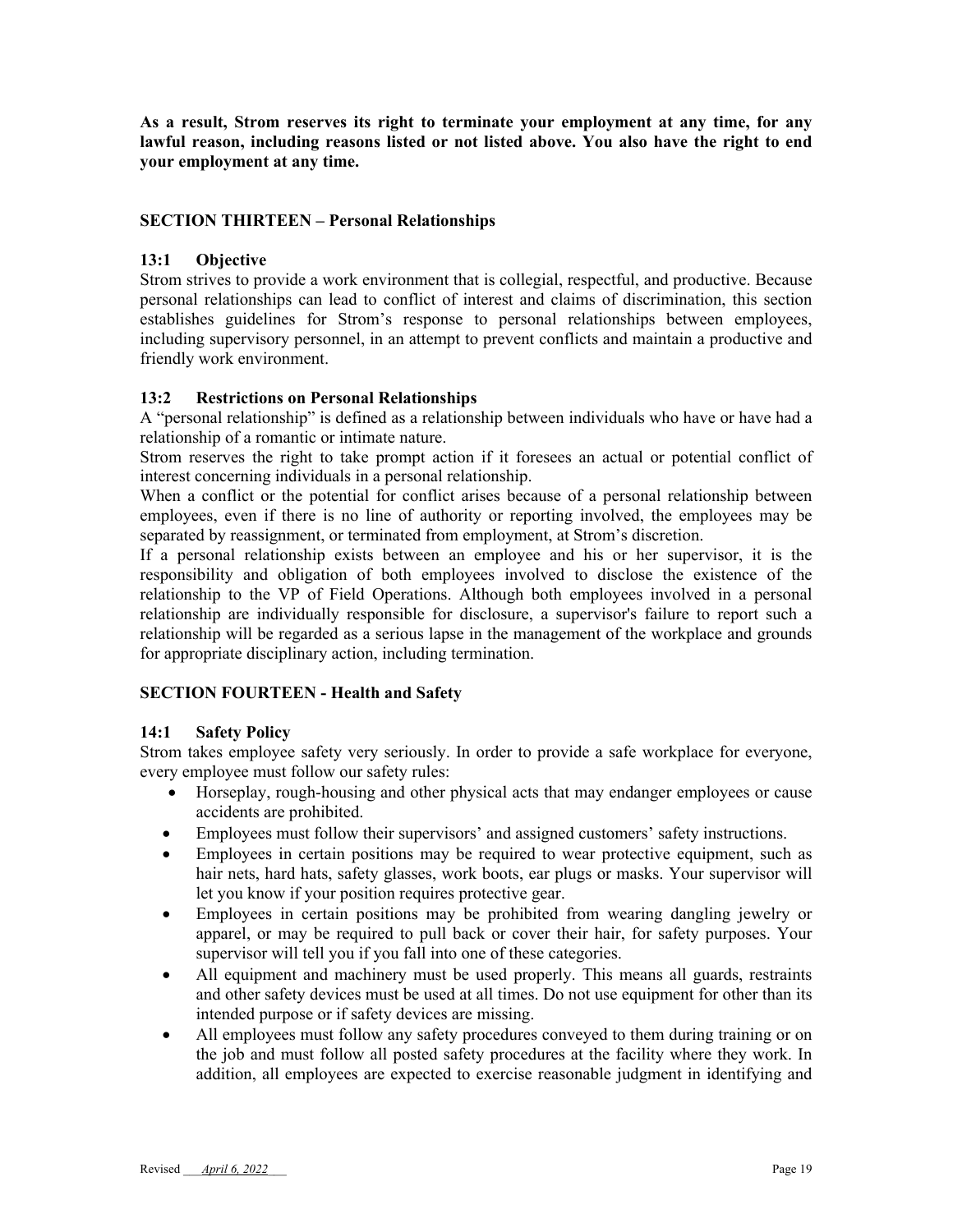**As a result, Strom reserves its right to terminate your employment at any time, for any lawful reason, including reasons listed or not listed above. You also have the right to end your employment at any time.**

## SECTION THIRTEEN – Personal Relationships

### 13:1 Objective

Strom strives to provide a work environment that is collegial, respectful, and productive. Because personal relationships can lead to conflict of interest and claims of discrimination, this section establishes guidelines for Strom's response to personal relationships between employees, including supervisory personnel, in an attempt to prevent conflicts and maintain a productive and friendly work environment.

### 13:2 Restrictions on Personal Relationships

A "personal relationship" is defined as a relationship between individuals who have or have had a relationship of a romantic or intimate nature.

Strom reserves the right to take prompt action if it foresees an actual or potential conflict of interest concerning individuals in a personal relationship.

When a conflict or the potential for conflict arises because of a personal relationship between employees, even if there is no line of authority or reporting involved, the employees may be separated by reassignment, or terminated from employment, at Strom's discretion.

If a personal relationship exists between an employee and his or her supervisor, it is the responsibility and obligation of both employees involved to disclose the existence of the relationship to the VP of Field Operations. Although both employees involved in a personal relationship are individually responsible for disclosure, a supervisor's failure to report such a relationship will be regarded as a serious lapse in the management of the workplace and grounds for appropriate disciplinary action, including termination.

## SECTION FOURTEEN - Health and Safety

### 14:1 Safety Policy

Strom takes employee safety very seriously. In order to provide a safe workplace for everyone, every employee must follow our safety rules:

- Horseplay, rough-housing and other physical acts that may endanger employees or cause accidents are prohibited.
- Employees must follow their supervisors' and assigned customers' safety instructions.
- Employees in certain positions may be required to wear protective equipment, such as hair nets, hard hats, safety glasses, work boots, ear plugs or masks. Your supervisor will let you know if your position requires protective gear.
- Employees in certain positions may be prohibited from wearing dangling jewelry or apparel, or may be required to pull back or cover their hair, for safety purposes. Your supervisor will tell you if you fall into one of these categories.
- All equipment and machinery must be used properly. This means all guards, restraints and other safety devices must be used at all times. Do not use equipment for other than its intended purpose or if safety devices are missing.
- All employees must follow any safety procedures conveyed to them during training or on the job and must follow all posted safety procedures at the facility where they work. In addition, all employees are expected to exercise reasonable judgment in identifying and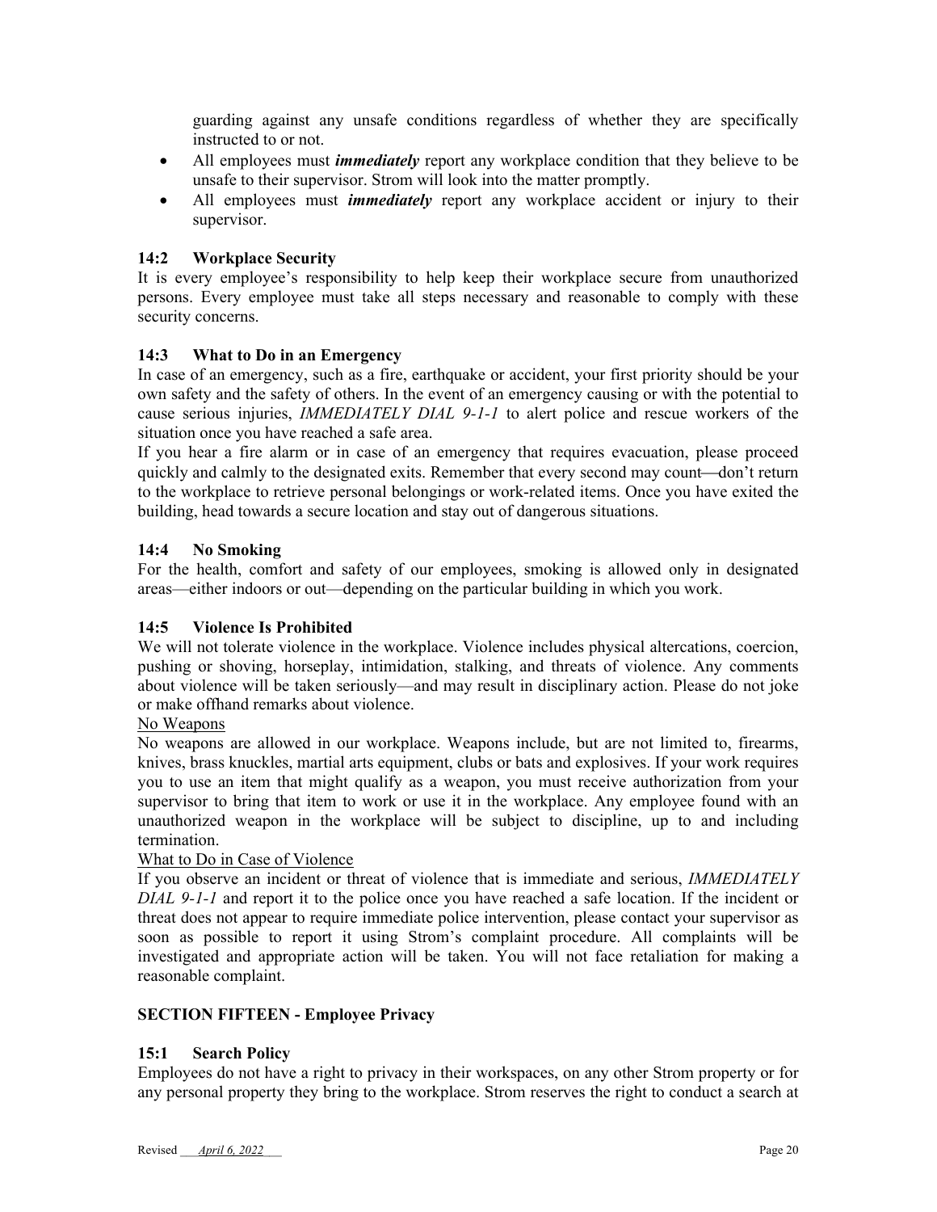guarding against any unsafe conditions regardless of whether they are specifically instructed to or not.

- All employees must ***immediately*** report any workplace condition that they believe to be unsafe to their supervisor. Strom will look into the matter promptly.
- All employees must ***immediately*** report any workplace accident or injury to their supervisor.

### 14:2 Workplace Security

It is every employee's responsibility to help keep their workplace secure from unauthorized persons. Every employee must take all steps necessary and reasonable to comply with these security concerns.

### 14:3 What to Do in an Emergency

In case of an emergency, such as a fire, earthquake or accident, your first priority should be your own safety and the safety of others. In the event of an emergency causing or with the potential to cause serious injuries, *IMMEDIATELY DIAL 9-1-1* to alert police and rescue workers of the situation once you have reached a safe area.

If you hear a fire alarm or in case of an emergency that requires evacuation, please proceed quickly and calmly to the designated exits. Remember that every second may count—don't return to the workplace to retrieve personal belongings or work-related items. Once you have exited the building, head towards a secure location and stay out of dangerous situations.

### 14:4 No Smoking

For the health, comfort and safety of our employees, smoking is allowed only in designated areas—either indoors or out—depending on the particular building in which you work.

### 14:5 Violence Is Prohibited

We will not tolerate violence in the workplace. Violence includes physical altercations, coercion, pushing or shoving, horseplay, intimidation, stalking, and threats of violence. Any comments about violence will be taken seriously—and may result in disciplinary action. Please do not joke or make offhand remarks about violence.

<u>No Weapons</u>

No weapons are allowed in our workplace. Weapons include, but are not limited to, firearms, knives, brass knuckles, martial arts equipment, clubs or bats and explosives. If your work requires you to use an item that might qualify as a weapon, you must receive authorization from your supervisor to bring that item to work or use it in the workplace. Any employee found with an unauthorized weapon in the workplace will be subject to discipline, up to and including termination.

<u>What to Do in Case of Violence</u>

If you observe an incident or threat of violence that is immediate and serious, *IMMEDIATELY DIAL 9-1-1* and report it to the police once you have reached a safe location. If the incident or threat does not appear to require immediate police intervention, please contact your supervisor as soon as possible to report it using Strom's complaint procedure. All complaints will be investigated and appropriate action will be taken. You will not face retaliation for making a reasonable complaint.

## SECTION FIFTEEN - Employee Privacy

### 15:1 Search Policy

Employees do not have a right to privacy in their workspaces, on any other Strom property or for any personal property they bring to the workplace. Strom reserves the right to conduct a search at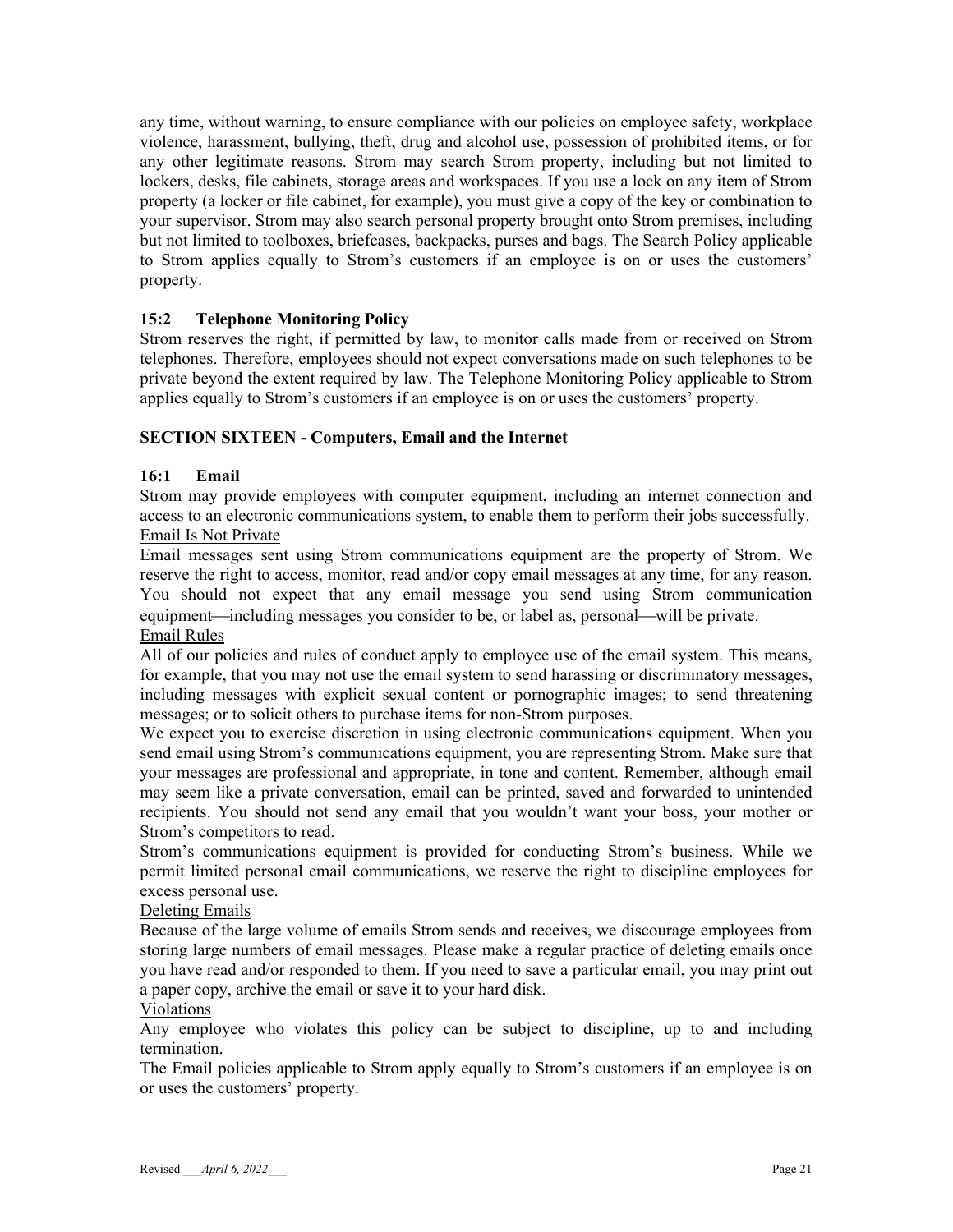any time, without warning, to ensure compliance with our policies on employee safety, workplace violence, harassment, bullying, theft, drug and alcohol use, possession of prohibited items, or for any other legitimate reasons. Strom may search Strom property, including but not limited to lockers, desks, file cabinets, storage areas and workspaces. If you use a lock on any item of Strom property (a locker or file cabinet, for example), you must give a copy of the key or combination to your supervisor. Strom may also search personal property brought onto Strom premises, including but not limited to toolboxes, briefcases, backpacks, purses and bags. The Search Policy applicable to Strom applies equally to Strom's customers if an employee is on or uses the customers' property.

### 15:2 Telephone Monitoring Policy

Strom reserves the right, if permitted by law, to monitor calls made from or received on Strom telephones. Therefore, employees should not expect conversations made on such telephones to be private beyond the extent required by law. The Telephone Monitoring Policy applicable to Strom applies equally to Strom's customers if an employee is on or uses the customers' property.

## SECTION SIXTEEN - Computers, Email and the Internet

### 16:1 Email

Strom may provide employees with computer equipment, including an internet connection and access to an electronic communications system, to enable them to perform their jobs successfully.

Email Is Not Private

Email messages sent using Strom communications equipment are the property of Strom. We reserve the right to access, monitor, read and/or copy email messages at any time, for any reason. You should not expect that any email message you send using Strom communication equipment—including messages you consider to be, or label as, personal—will be private.

Email Rules

All of our policies and rules of conduct apply to employee use of the email system. This means, for example, that you may not use the email system to send harassing or discriminatory messages, including messages with explicit sexual content or pornographic images; to send threatening messages; or to solicit others to purchase items for non-Strom purposes.

We expect you to exercise discretion in using electronic communications equipment. When you send email using Strom's communications equipment, you are representing Strom. Make sure that your messages are professional and appropriate, in tone and content. Remember, although email may seem like a private conversation, email can be printed, saved and forwarded to unintended recipients. You should not send any email that you wouldn't want your boss, your mother or Strom's competitors to read.

Strom's communications equipment is provided for conducting Strom's business. While we permit limited personal email communications, we reserve the right to discipline employees for excess personal use.

Deleting Emails

Because of the large volume of emails Strom sends and receives, we discourage employees from storing large numbers of email messages. Please make a regular practice of deleting emails once you have read and/or responded to them. If you need to save a particular email, you may print out a paper copy, archive the email or save it to your hard disk.

Violations

Any employee who violates this policy can be subject to discipline, up to and including termination.

The Email policies applicable to Strom apply equally to Strom's customers if an employee is on or uses the customers' property.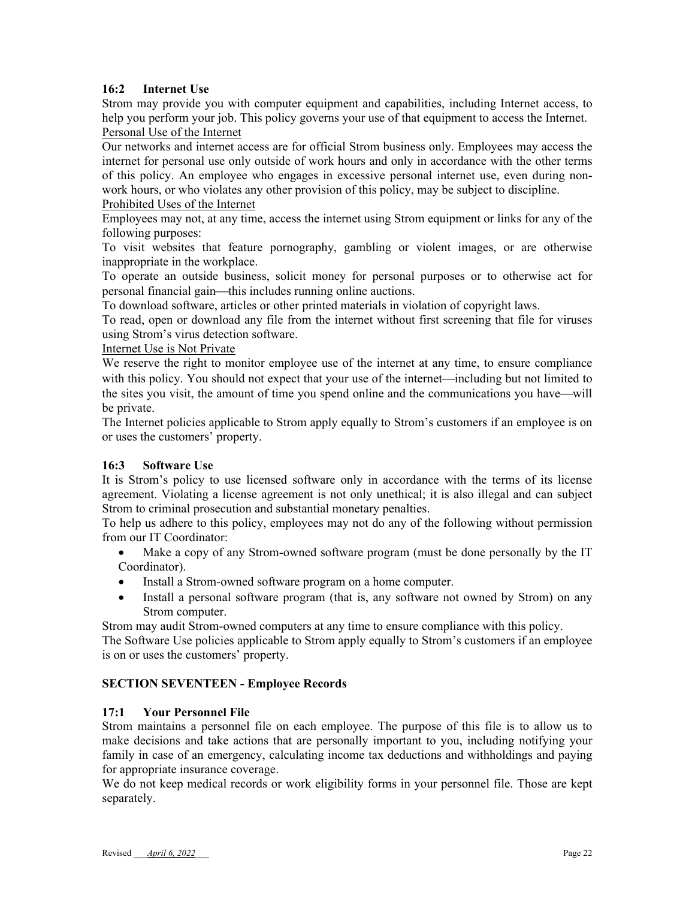### 16:2 Internet Use

Strom may provide you with computer equipment and capabilities, including Internet access, to help you perform your job. This policy governs your use of that equipment to access the Internet.

Personal Use of the Internet

Our networks and internet access are for official Strom business only. Employees may access the internet for personal use only outside of work hours and only in accordance with the other terms of this policy. An employee who engages in excessive personal internet use, even during non-work hours, or who violates any other provision of this policy, may be subject to discipline.

Prohibited Uses of the Internet

Employees may not, at any time, access the internet using Strom equipment or links for any of the following purposes:

To visit websites that feature pornography, gambling or violent images, or are otherwise inappropriate in the workplace.

To operate an outside business, solicit money for personal purposes or to otherwise act for personal financial gain—this includes running online auctions.

To download software, articles or other printed materials in violation of copyright laws.

To read, open or download any file from the internet without first screening that file for viruses using Strom's virus detection software.

Internet Use is Not Private

We reserve the right to monitor employee use of the internet at any time, to ensure compliance with this policy. You should not expect that your use of the internet—including but not limited to the sites you visit, the amount of time you spend online and the communications you have—will be private.

The Internet policies applicable to Strom apply equally to Strom's customers if an employee is on or uses the customers' property.

### 16:3 Software Use

It is Strom's policy to use licensed software only in accordance with the terms of its license agreement. Violating a license agreement is not only unethical; it is also illegal and can subject Strom to criminal prosecution and substantial monetary penalties.

To help us adhere to this policy, employees may not do any of the following without permission from our IT Coordinator:

- Make a copy of any Strom-owned software program (must be done personally by the IT Coordinator).
- Install a Strom-owned software program on a home computer.
- Install a personal software program (that is, any software not owned by Strom) on any Strom computer.

Strom may audit Strom-owned computers at any time to ensure compliance with this policy.

The Software Use policies applicable to Strom apply equally to Strom's customers if an employee is on or uses the customers' property.

## SECTION SEVENTEEN - Employee Records

### 17:1 Your Personnel File

Strom maintains a personnel file on each employee. The purpose of this file is to allow us to make decisions and take actions that are personally important to you, including notifying your family in case of an emergency, calculating income tax deductions and withholdings and paying for appropriate insurance coverage.

We do not keep medical records or work eligibility forms in your personnel file. Those are kept separately.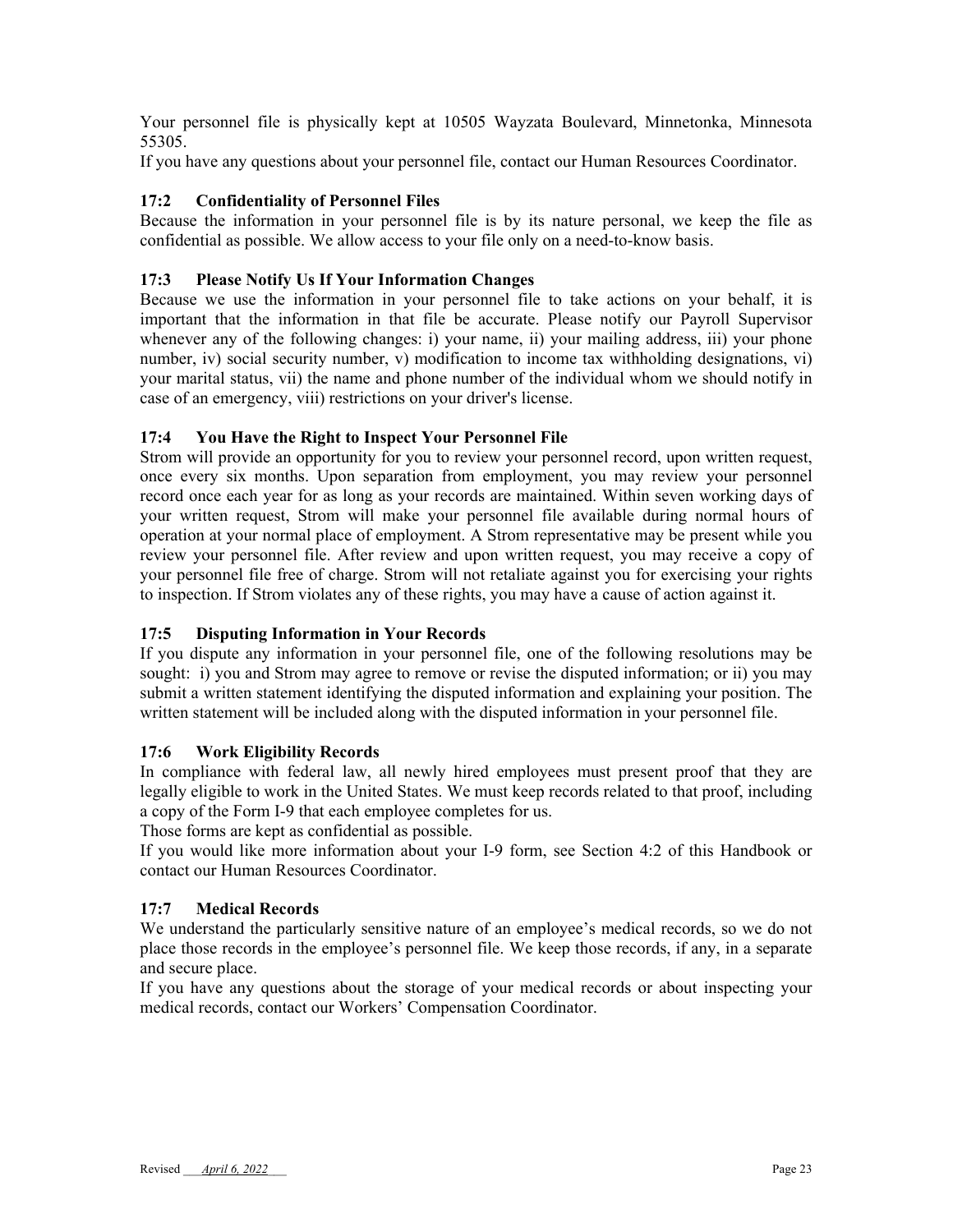Your personnel file is physically kept at 10505 Wayzata Boulevard, Minnetonka, Minnesota 55305.

If you have any questions about your personnel file, contact our Human Resources Coordinator.

### 17:2 Confidentiality of Personnel Files

Because the information in your personnel file is by its nature personal, we keep the file as confidential as possible. We allow access to your file only on a need-to-know basis.

### 17:3 Please Notify Us If Your Information Changes

Because we use the information in your personnel file to take actions on your behalf, it is important that the information in that file be accurate. Please notify our Payroll Supervisor whenever any of the following changes: i) your name, ii) your mailing address, iii) your phone number, iv) social security number, v) modification to income tax withholding designations, vi) your marital status, vii) the name and phone number of the individual whom we should notify in case of an emergency, viii) restrictions on your driver's license.

### 17:4 You Have the Right to Inspect Your Personnel File

Strom will provide an opportunity for you to review your personnel record, upon written request, once every six months. Upon separation from employment, you may review your personnel record once each year for as long as your records are maintained. Within seven working days of your written request, Strom will make your personnel file available during normal hours of operation at your normal place of employment. A Strom representative may be present while you review your personnel file. After review and upon written request, you may receive a copy of your personnel file free of charge. Strom will not retaliate against you for exercising your rights to inspection. If Strom violates any of these rights, you may have a cause of action against it.

### 17:5 Disputing Information in Your Records

If you dispute any information in your personnel file, one of the following resolutions may be sought: i) you and Strom may agree to remove or revise the disputed information; or ii) you may submit a written statement identifying the disputed information and explaining your position. The written statement will be included along with the disputed information in your personnel file.

### 17:6 Work Eligibility Records

In compliance with federal law, all newly hired employees must present proof that they are legally eligible to work in the United States. We must keep records related to that proof, including a copy of the Form I-9 that each employee completes for us.

Those forms are kept as confidential as possible.

If you would like more information about your I-9 form, see Section 4:2 of this Handbook or contact our Human Resources Coordinator.

### 17:7 Medical Records

We understand the particularly sensitive nature of an employee's medical records, so we do not place those records in the employee's personnel file. We keep those records, if any, in a separate and secure place.

If you have any questions about the storage of your medical records or about inspecting your medical records, contact our Workers' Compensation Coordinator.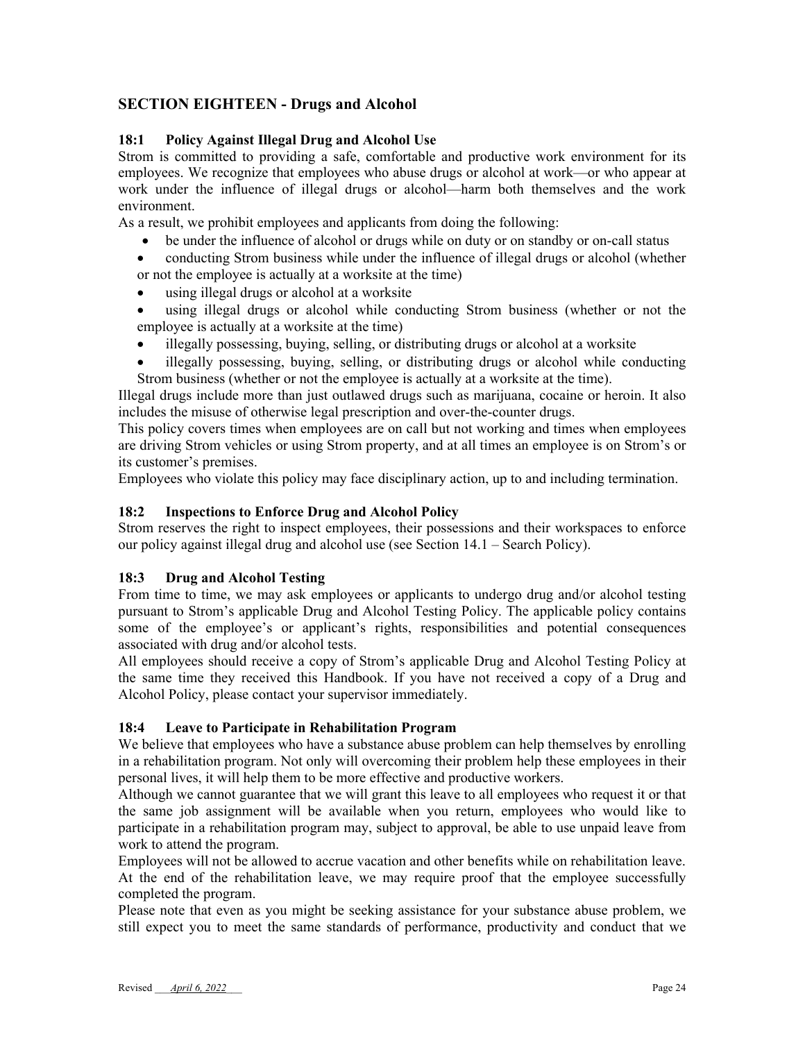## SECTION EIGHTEEN - Drugs and Alcohol

### 18:1 Policy Against Illegal Drug and Alcohol Use

Strom is committed to providing a safe, comfortable and productive work environment for its employees. We recognize that employees who abuse drugs or alcohol at work—or who appear at work under the influence of illegal drugs or alcohol—harm both themselves and the work environment.

As a result, we prohibit employees and applicants from doing the following:

- be under the influence of alcohol or drugs while on duty or on standby or on-call status
- conducting Strom business while under the influence of illegal drugs or alcohol (whether or not the employee is actually at a worksite at the time)
- using illegal drugs or alcohol at a worksite
- using illegal drugs or alcohol while conducting Strom business (whether or not the employee is actually at a worksite at the time)
- illegally possessing, buying, selling, or distributing drugs or alcohol at a worksite
- illegally possessing, buying, selling, or distributing drugs or alcohol while conducting Strom business (whether or not the employee is actually at a worksite at the time).

Illegal drugs include more than just outlawed drugs such as marijuana, cocaine or heroin. It also includes the misuse of otherwise legal prescription and over-the-counter drugs.

This policy covers times when employees are on call but not working and times when employees are driving Strom vehicles or using Strom property, and at all times an employee is on Strom's or its customer's premises.

Employees who violate this policy may face disciplinary action, up to and including termination.

### 18:2 Inspections to Enforce Drug and Alcohol Policy

Strom reserves the right to inspect employees, their possessions and their workspaces to enforce our policy against illegal drug and alcohol use (see Section 14.1 – Search Policy).

### 18:3 Drug and Alcohol Testing

From time to time, we may ask employees or applicants to undergo drug and/or alcohol testing pursuant to Strom's applicable Drug and Alcohol Testing Policy. The applicable policy contains some of the employee's or applicant's rights, responsibilities and potential consequences associated with drug and/or alcohol tests.

All employees should receive a copy of Strom's applicable Drug and Alcohol Testing Policy at the same time they received this Handbook. If you have not received a copy of a Drug and Alcohol Policy, please contact your supervisor immediately.

### 18:4 Leave to Participate in Rehabilitation Program

We believe that employees who have a substance abuse problem can help themselves by enrolling in a rehabilitation program. Not only will overcoming their problem help these employees in their personal lives, it will help them to be more effective and productive workers.

Although we cannot guarantee that we will grant this leave to all employees who request it or that the same job assignment will be available when you return, employees who would like to participate in a rehabilitation program may, subject to approval, be able to use unpaid leave from work to attend the program.

Employees will not be allowed to accrue vacation and other benefits while on rehabilitation leave. At the end of the rehabilitation leave, we may require proof that the employee successfully completed the program.

Please note that even as you might be seeking assistance for your substance abuse problem, we still expect you to meet the same standards of performance, productivity and conduct that we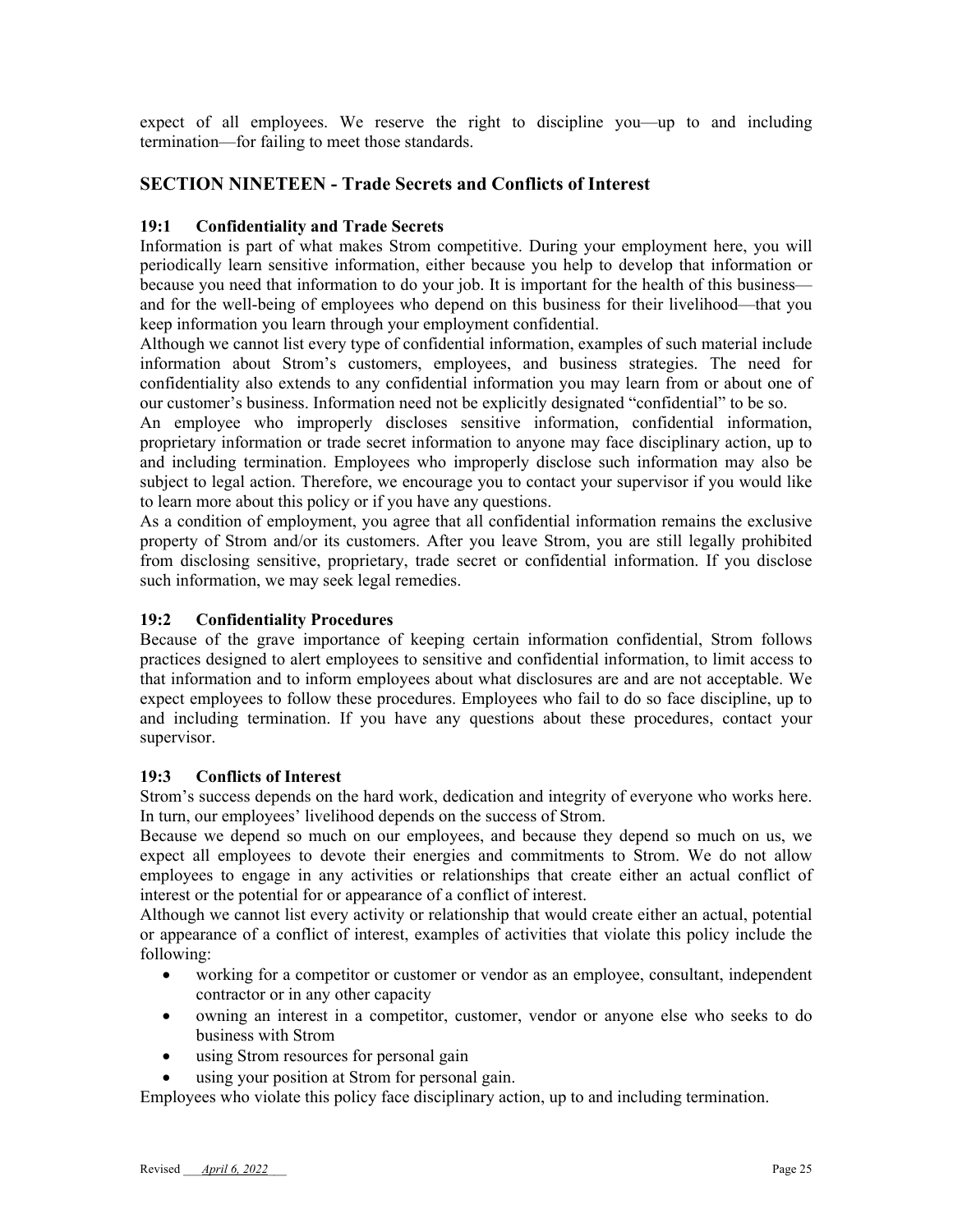expect of all employees. We reserve the right to discipline you—up to and including termination—for failing to meet those standards.

## SECTION NINETEEN - Trade Secrets and Conflicts of Interest

### 19:1 Confidentiality and Trade Secrets

Information is part of what makes Strom competitive. During your employment here, you will periodically learn sensitive information, either because you help to develop that information or because you need that information to do your job. It is important for the health of this business—and for the well-being of employees who depend on this business for their livelihood—that you keep information you learn through your employment confidential.

Although we cannot list every type of confidential information, examples of such material include information about Strom's customers, employees, and business strategies. The need for confidentiality also extends to any confidential information you may learn from or about one of our customer's business. Information need not be explicitly designated "confidential" to be so.

An employee who improperly discloses sensitive information, confidential information, proprietary information or trade secret information to anyone may face disciplinary action, up to and including termination. Employees who improperly disclose such information may also be subject to legal action. Therefore, we encourage you to contact your supervisor if you would like to learn more about this policy or if you have any questions.

As a condition of employment, you agree that all confidential information remains the exclusive property of Strom and/or its customers. After you leave Strom, you are still legally prohibited from disclosing sensitive, proprietary, trade secret or confidential information. If you disclose such information, we may seek legal remedies.

### 19:2 Confidentiality Procedures

Because of the grave importance of keeping certain information confidential, Strom follows practices designed to alert employees to sensitive and confidential information, to limit access to that information and to inform employees about what disclosures are and are not acceptable. We expect employees to follow these procedures. Employees who fail to do so face discipline, up to and including termination. If you have any questions about these procedures, contact your supervisor.

### 19:3 Conflicts of Interest

Strom's success depends on the hard work, dedication and integrity of everyone who works here. In turn, our employees' livelihood depends on the success of Strom.

Because we depend so much on our employees, and because they depend so much on us, we expect all employees to devote their energies and commitments to Strom. We do not allow employees to engage in any activities or relationships that create either an actual conflict of interest or the potential for or appearance of a conflict of interest.

Although we cannot list every activity or relationship that would create either an actual, potential or appearance of a conflict of interest, examples of activities that violate this policy include the following:

- working for a competitor or customer or vendor as an employee, consultant, independent contractor or in any other capacity
- owning an interest in a competitor, customer, vendor or anyone else who seeks to do business with Strom
- using Strom resources for personal gain
- using your position at Strom for personal gain.

Employees who violate this policy face disciplinary action, up to and including termination.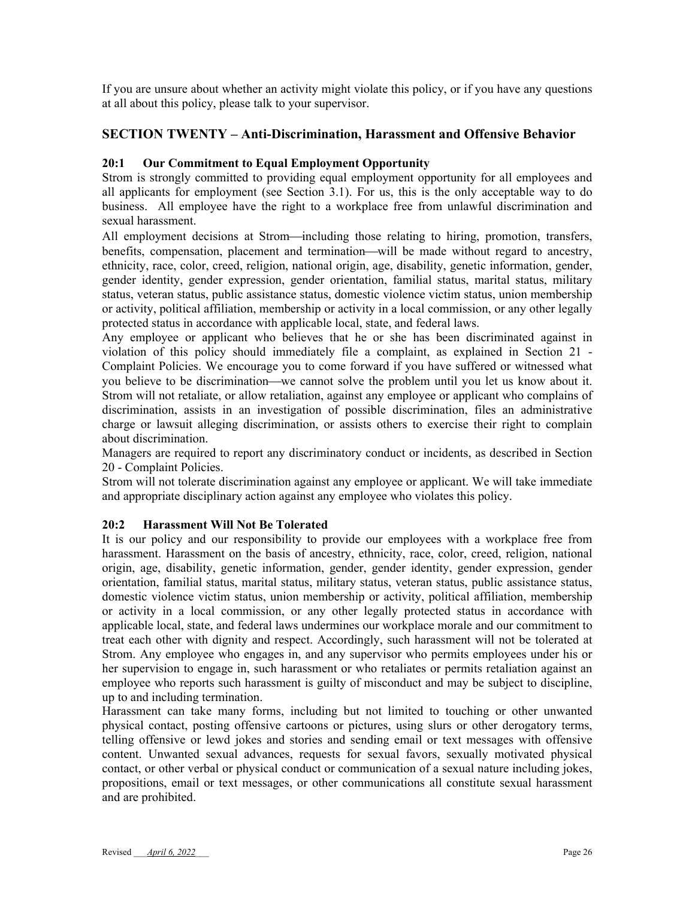If you are unsure about whether an activity might violate this policy, or if you have any questions at all about this policy, please talk to your supervisor.

## SECTION TWENTY – Anti-Discrimination, Harassment and Offensive Behavior

### 20:1 Our Commitment to Equal Employment Opportunity

Strom is strongly committed to providing equal employment opportunity for all employees and all applicants for employment (see Section 3.1). For us, this is the only acceptable way to do business. All employee have the right to a workplace free from unlawful discrimination and sexual harassment.

All employment decisions at Strom—including those relating to hiring, promotion, transfers, benefits, compensation, placement and termination—will be made without regard to ancestry, ethnicity, race, color, creed, religion, national origin, age, disability, genetic information, gender, gender identity, gender expression, gender orientation, familial status, marital status, military status, veteran status, public assistance status, domestic violence victim status, union membership or activity, political affiliation, membership or activity in a local commission, or any other legally protected status in accordance with applicable local, state, and federal laws.

Any employee or applicant who believes that he or she has been discriminated against in violation of this policy should immediately file a complaint, as explained in Section 21 - Complaint Policies. We encourage you to come forward if you have suffered or witnessed what you believe to be discrimination—we cannot solve the problem until you let us know about it. Strom will not retaliate, or allow retaliation, against any employee or applicant who complains of discrimination, assists in an investigation of possible discrimination, files an administrative charge or lawsuit alleging discrimination, or assists others to exercise their right to complain about discrimination.

Managers are required to report any discriminatory conduct or incidents, as described in Section 20 - Complaint Policies.

Strom will not tolerate discrimination against any employee or applicant. We will take immediate and appropriate disciplinary action against any employee who violates this policy.

### 20:2 Harassment Will Not Be Tolerated

It is our policy and our responsibility to provide our employees with a workplace free from harassment. Harassment on the basis of ancestry, ethnicity, race, color, creed, religion, national origin, age, disability, genetic information, gender, gender identity, gender expression, gender orientation, familial status, marital status, military status, veteran status, public assistance status, domestic violence victim status, union membership or activity, political affiliation, membership or activity in a local commission, or any other legally protected status in accordance with applicable local, state, and federal laws undermines our workplace morale and our commitment to treat each other with dignity and respect. Accordingly, such harassment will not be tolerated at Strom. Any employee who engages in, and any supervisor who permits employees under his or her supervision to engage in, such harassment or who retaliates or permits retaliation against an employee who reports such harassment is guilty of misconduct and may be subject to discipline, up to and including termination.

Harassment can take many forms, including but not limited to touching or other unwanted physical contact, posting offensive cartoons or pictures, using slurs or other derogatory terms, telling offensive or lewd jokes and stories and sending email or text messages with offensive content. Unwanted sexual advances, requests for sexual favors, sexually motivated physical contact, or other verbal or physical conduct or communication of a sexual nature including jokes, propositions, email or text messages, or other communications all constitute sexual harassment and are prohibited.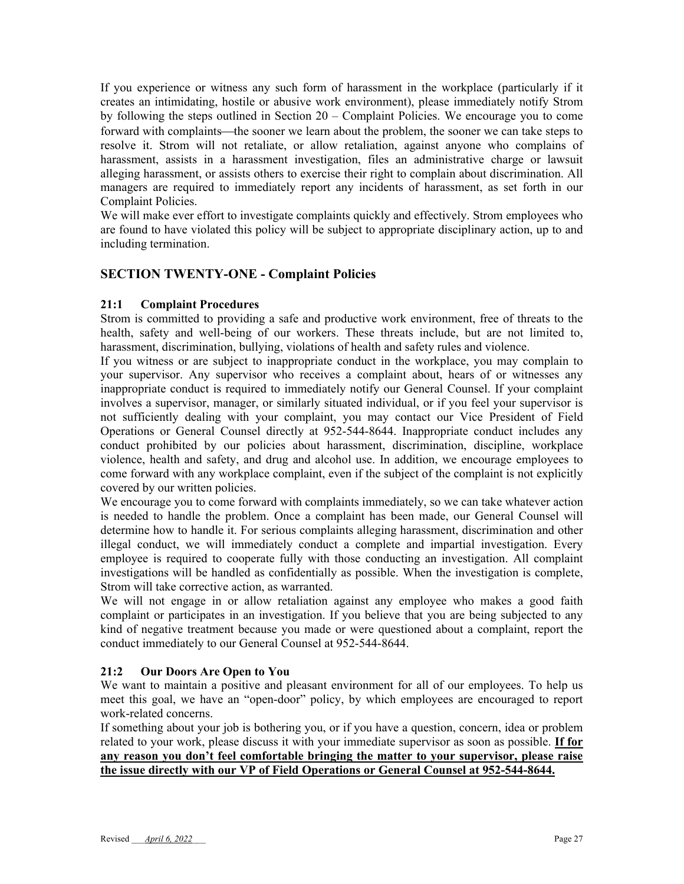If you experience or witness any such form of harassment in the workplace (particularly if it creates an intimidating, hostile or abusive work environment), please immediately notify Strom by following the steps outlined in Section 20 – Complaint Policies. We encourage you to come forward with complaints—the sooner we learn about the problem, the sooner we can take steps to resolve it. Strom will not retaliate, or allow retaliation, against anyone who complains of harassment, assists in a harassment investigation, files an administrative charge or lawsuit alleging harassment, or assists others to exercise their right to complain about discrimination. All managers are required to immediately report any incidents of harassment, as set forth in our Complaint Policies.

We will make ever effort to investigate complaints quickly and effectively. Strom employees who are found to have violated this policy will be subject to appropriate disciplinary action, up to and including termination.

## SECTION TWENTY-ONE - Complaint Policies

### 21:1 Complaint Procedures

Strom is committed to providing a safe and productive work environment, free of threats to the health, safety and well-being of our workers. These threats include, but are not limited to, harassment, discrimination, bullying, violations of health and safety rules and violence.

If you witness or are subject to inappropriate conduct in the workplace, you may complain to your supervisor. Any supervisor who receives a complaint about, hears of or witnesses any inappropriate conduct is required to immediately notify our General Counsel. If your complaint involves a supervisor, manager, or similarly situated individual, or if you feel your supervisor is not sufficiently dealing with your complaint, you may contact our Vice President of Field Operations or General Counsel directly at 952-544-8644. Inappropriate conduct includes any conduct prohibited by our policies about harassment, discrimination, discipline, workplace violence, health and safety, and drug and alcohol use. In addition, we encourage employees to come forward with any workplace complaint, even if the subject of the complaint is not explicitly covered by our written policies.

We encourage you to come forward with complaints immediately, so we can take whatever action is needed to handle the problem. Once a complaint has been made, our General Counsel will determine how to handle it. For serious complaints alleging harassment, discrimination and other illegal conduct, we will immediately conduct a complete and impartial investigation. Every employee is required to cooperate fully with those conducting an investigation. All complaint investigations will be handled as confidentially as possible. When the investigation is complete, Strom will take corrective action, as warranted.

We will not engage in or allow retaliation against any employee who makes a good faith complaint or participates in an investigation. If you believe that you are being subjected to any kind of negative treatment because you made or were questioned about a complaint, report the conduct immediately to our General Counsel at 952-544-8644.

### 21:2 Our Doors Are Open to You

We want to maintain a positive and pleasant environment for all of our employees. To help us meet this goal, we have an "open-door" policy, by which employees are encouraged to report work-related concerns.

If something about your job is bothering you, or if you have a question, concern, idea or problem related to your work, please discuss it with your immediate supervisor as soon as possible. **If for any reason you don't feel comfortable bringing the matter to your supervisor, please raise the issue directly with our VP of Field Operations or General Counsel at 952-544-8644.**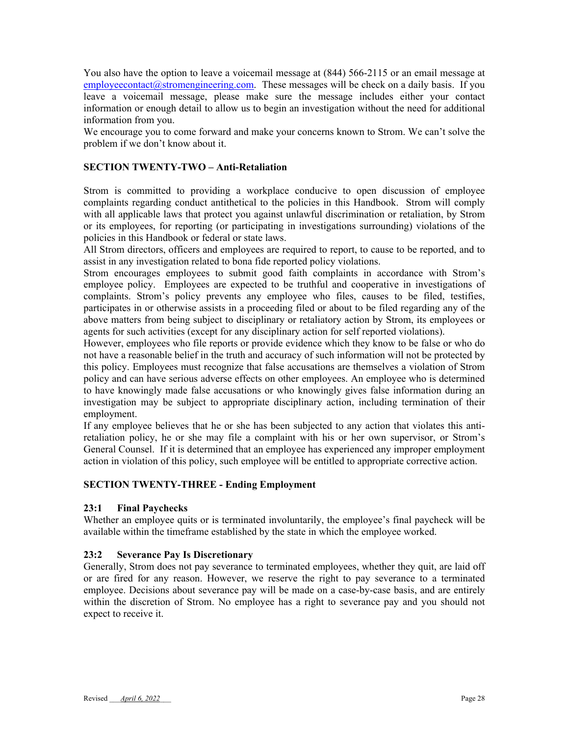You also have the option to leave a voicemail message at (844) 566-2115 or an email message at employeecontact@stromengineering.com. These messages will be check on a daily basis. If you leave a voicemail message, please make sure the message includes either your contact information or enough detail to allow us to begin an investigation without the need for additional information from you.

We encourage you to come forward and make your concerns known to Strom. We can't solve the problem if we don't know about it.

## SECTION TWENTY-TWO – Anti-Retaliation

Strom is committed to providing a workplace conducive to open discussion of employee complaints regarding conduct antithetical to the policies in this Handbook. Strom will comply with all applicable laws that protect you against unlawful discrimination or retaliation, by Strom or its employees, for reporting (or participating in investigations surrounding) violations of the policies in this Handbook or federal or state laws.

All Strom directors, officers and employees are required to report, to cause to be reported, and to assist in any investigation related to bona fide reported policy violations.

Strom encourages employees to submit good faith complaints in accordance with Strom's employee policy. Employees are expected to be truthful and cooperative in investigations of complaints. Strom's policy prevents any employee who files, causes to be filed, testifies, participates in or otherwise assists in a proceeding filed or about to be filed regarding any of the above matters from being subject to disciplinary or retaliatory action by Strom, its employees or agents for such activities (except for any disciplinary action for self reported violations).

However, employees who file reports or provide evidence which they know to be false or who do not have a reasonable belief in the truth and accuracy of such information will not be protected by this policy. Employees must recognize that false accusations are themselves a violation of Strom policy and can have serious adverse effects on other employees. An employee who is determined to have knowingly made false accusations or who knowingly gives false information during an investigation may be subject to appropriate disciplinary action, including termination of their employment.

If any employee believes that he or she has been subjected to any action that violates this anti-retaliation policy, he or she may file a complaint with his or her own supervisor, or Strom's General Counsel. If it is determined that an employee has experienced any improper employment action in violation of this policy, such employee will be entitled to appropriate corrective action.

## SECTION TWENTY-THREE - Ending Employment

### 23:1 Final Paychecks

Whether an employee quits or is terminated involuntarily, the employee's final paycheck will be available within the timeframe established by the state in which the employee worked.

### 23:2 Severance Pay Is Discretionary

Generally, Strom does not pay severance to terminated employees, whether they quit, are laid off or are fired for any reason. However, we reserve the right to pay severance to a terminated employee. Decisions about severance pay will be made on a case-by-case basis, and are entirely within the discretion of Strom. No employee has a right to severance pay and you should not expect to receive it.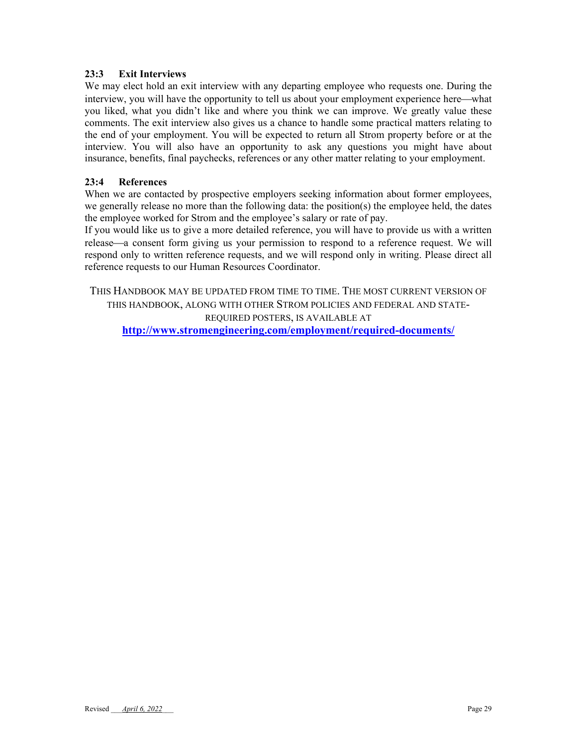### 23:3 Exit Interviews

We may elect hold an exit interview with any departing employee who requests one. During the interview, you will have the opportunity to tell us about your employment experience here—what you liked, what you didn't like and where you think we can improve. We greatly value these comments. The exit interview also gives us a chance to handle some practical matters relating to the end of your employment. You will be expected to return all Strom property before or at the interview. You will also have an opportunity to ask any questions you might have about insurance, benefits, final paychecks, references or any other matter relating to your employment.

### 23:4 References

When we are contacted by prospective employers seeking information about former employees, we generally release no more than the following data: the position(s) the employee held, the dates the employee worked for Strom and the employee's salary or rate of pay.

If you would like us to give a more detailed reference, you will have to provide us with a written release—a consent form giving us your permission to respond to a reference request. We will respond only to written reference requests, and we will respond only in writing. Please direct all reference requests to our Human Resources Coordinator.

THIS HANDBOOK MAY BE UPDATED FROM TIME TO TIME. THE MOST CURRENT VERSION OF THIS HANDBOOK, ALONG WITH OTHER STROM POLICIES AND FEDERAL AND STATE-REQUIRED POSTERS, IS AVAILABLE AT

**http://www.stromengineering.com/employment/required-documents/**

Revised *April 6, 2022*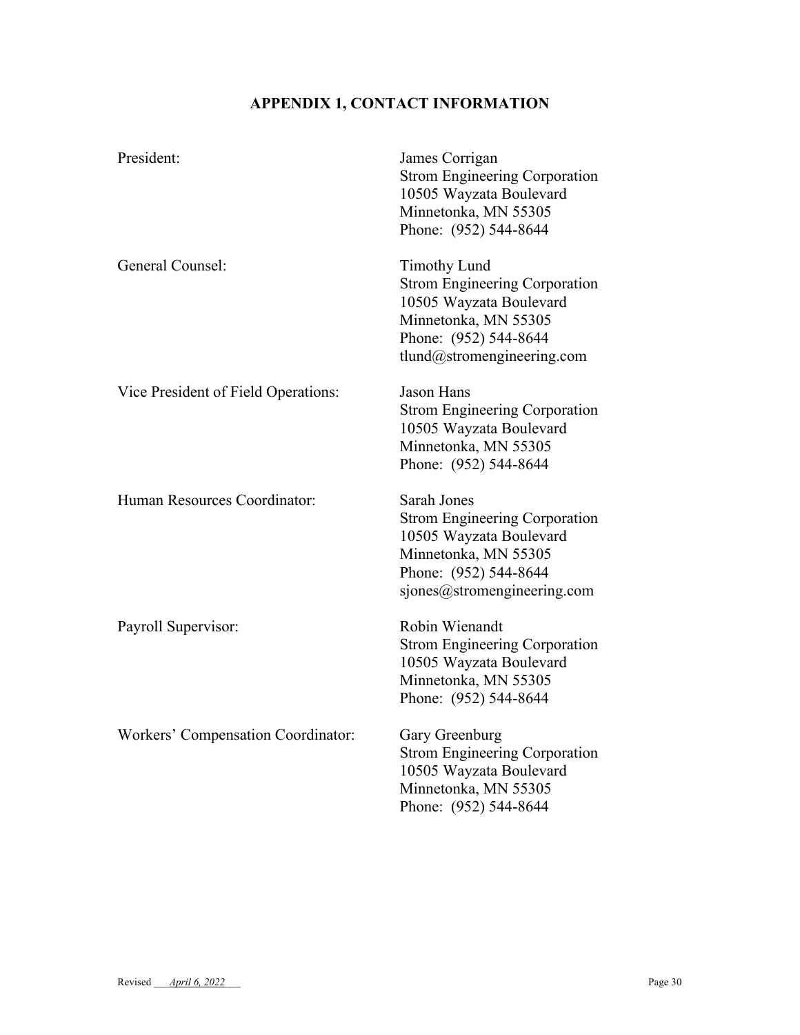# APPENDIX 1, CONTACT INFORMATION

President:

James Corrigan
Strom Engineering Corporation
10505 Wayzata Boulevard
Minnetonka, MN 55305
Phone: (952) 544-8644

General Counsel:

Timothy Lund
Strom Engineering Corporation
10505 Wayzata Boulevard
Minnetonka, MN 55305
Phone: (952) 544-8644
tlund@stromengineering.com

Vice President of Field Operations:

Jason Hans
Strom Engineering Corporation
10505 Wayzata Boulevard
Minnetonka, MN 55305
Phone: (952) 544-8644

Human Resources Coordinator:

Sarah Jones
Strom Engineering Corporation
10505 Wayzata Boulevard
Minnetonka, MN 55305
Phone: (952) 544-8644
sjones@stromengineering.com

Payroll Supervisor:

Robin Wienandt
Strom Engineering Corporation
10505 Wayzata Boulevard
Minnetonka, MN 55305
Phone: (952) 544-8644

Workers' Compensation Coordinator:

Gary Greenburg
Strom Engineering Corporation
10505 Wayzata Boulevard
Minnetonka, MN 55305
Phone: (952) 544-8644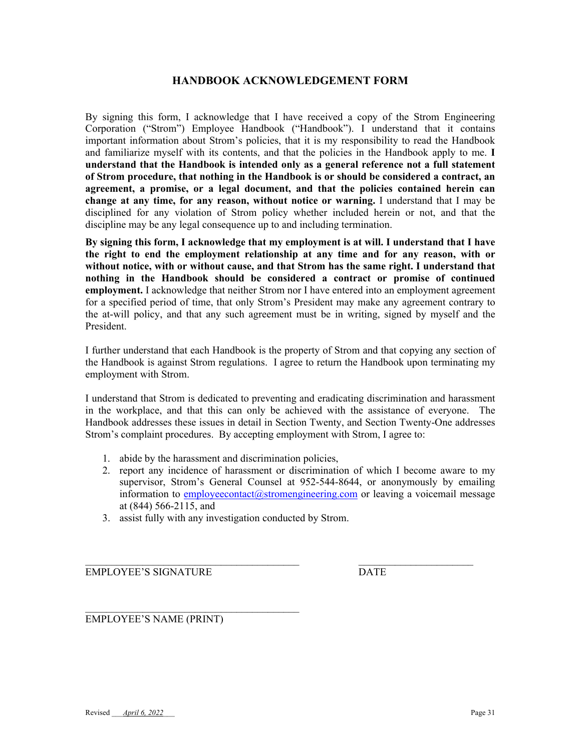# HANDBOOK ACKNOWLEDGEMENT FORM

By signing this form, I acknowledge that I have received a copy of the Strom Engineering Corporation ("Strom") Employee Handbook ("Handbook"). I understand that it contains important information about Strom's policies, that it is my responsibility to read the Handbook and familiarize myself with its contents, and that the policies in the Handbook apply to me. **I understand that the Handbook is intended only as a general reference not a full statement of Strom procedure, that nothing in the Handbook is or should be considered a contract, an agreement, a promise, or a legal document, and that the policies contained herein can change at any time, for any reason, without notice or warning.** I understand that I may be disciplined for any violation of Strom policy whether included herein or not, and that the discipline may be any legal consequence up to and including termination.

**By signing this form, I acknowledge that my employment is at will. I understand that I have the right to end the employment relationship at any time and for any reason, with or without notice, with or without cause, and that Strom has the same right. I understand that nothing in the Handbook should be considered a contract or promise of continued employment.** I acknowledge that neither Strom nor I have entered into an employment agreement for a specified period of time, that only Strom's President may make any agreement contrary to the at-will policy, and that any such agreement must be in writing, signed by myself and the President.

I further understand that each Handbook is the property of Strom and that copying any section of the Handbook is against Strom regulations. I agree to return the Handbook upon terminating my employment with Strom.

I understand that Strom is dedicated to preventing and eradicating discrimination and harassment in the workplace, and that this can only be achieved with the assistance of everyone. The Handbook addresses these issues in detail in Section Twenty, and Section Twenty-One addresses Strom's complaint procedures. By accepting employment with Strom, I agree to:

1. abide by the harassment and discrimination policies,
2. report any incidence of harassment or discrimination of which I become aware to my supervisor, Strom's General Counsel at 952-544-8644, or anonymously by emailing information to employeecontact@stromengineering.com or leaving a voicemail message at (844) 566-2115, and
3. assist fully with any investigation conducted by Strom.

\_\_\_\_\_\_\_\_\_\_\_\_\_\_\_\_\_\_\_\_\_\_\_\_\_\_\_\_\_\_\_\_\_\_\_\_\_\_\_\_ \_\_\_\_\_\_\_\_\_\_\_\_\_\_\_\_\_\_\_\_\_\_

EMPLOYEE'S SIGNATURE DATE

\_\_\_\_\_\_\_\_\_\_\_\_\_\_\_\_\_\_\_\_\_\_\_\_\_\_\_\_\_\_\_\_\_\_\_\_\_\_\_\_

EMPLOYEE'S NAME (PRINT)

Revised *April 6, 2022*